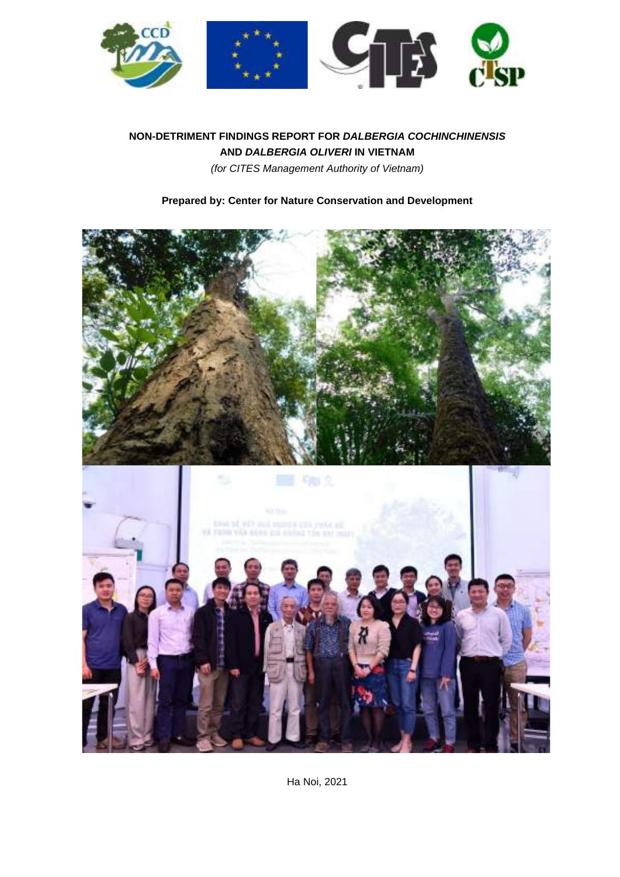**NON-DETRIMENT FINDINGS REPORT FOR *DALBERGIA COCHINCHINENSIS* AND *DALBERGIA OLIVERI* IN VIETNAM**

*(for CITES Management Authority of Vietnam)*

**Prepared by: Center for Nature Conservation and Development**

Ha Noi, 2021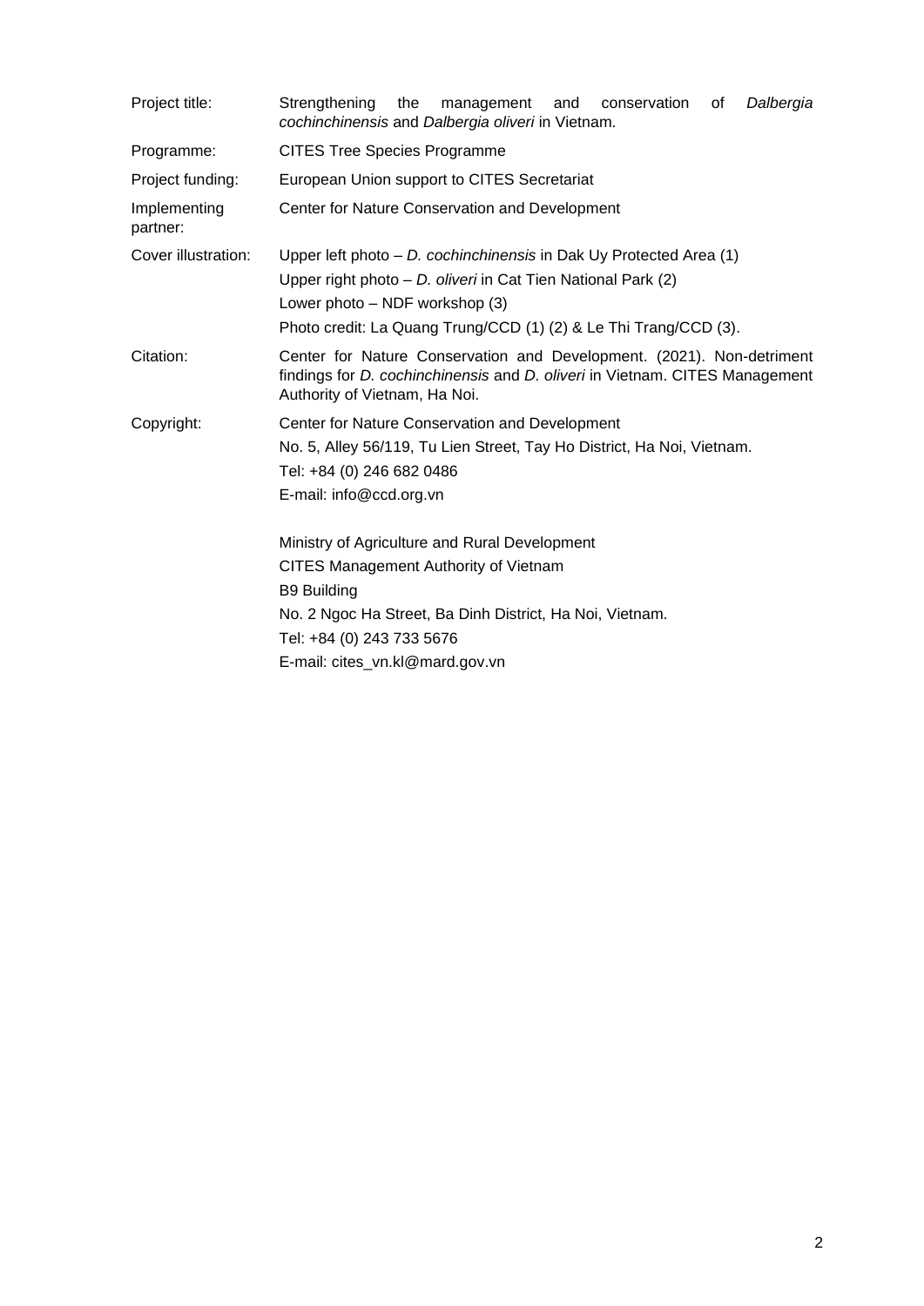| | |
|---|---|
| Project title: | Strengthening the management and conservation of *Dalbergia cochinchinensis* and *Dalbergia oliveri* in Vietnam. |
| Programme: | CITES Tree Species Programme |
| Project funding: | European Union support to CITES Secretariat |
| Implementing partner: | Center for Nature Conservation and Development |
| Cover illustration: | Upper left photo – *D. cochinchinensis* in Dak Uy Protected Area (1)<br>Upper right photo – *D. oliveri* in Cat Tien National Park (2)<br>Lower photo – NDF workshop (3)<br>Photo credit: La Quang Trung/CCD (1) (2) & Le Thi Trang/CCD (3). |
| Citation: | Center for Nature Conservation and Development. (2021). Non-detriment findings for *D. cochinchinensis* and *D. oliveri* in Vietnam. CITES Management Authority of Vietnam, Ha Noi. |
| Copyright: | Center for Nature Conservation and Development<br>No. 5, Alley 56/119, Tu Lien Street, Tay Ho District, Ha Noi, Vietnam.<br>Tel: +84 (0) 246 682 0486<br>E-mail: info@ccd.org.vn<br><br>Ministry of Agriculture and Rural Development<br>CITES Management Authority of Vietnam<br>B9 Building<br>No. 2 Ngoc Ha Street, Ba Dinh District, Ha Noi, Vietnam.<br>Tel: +84 (0) 243 733 5676<br>E-mail: cites_vn.kl@mard.gov.vn |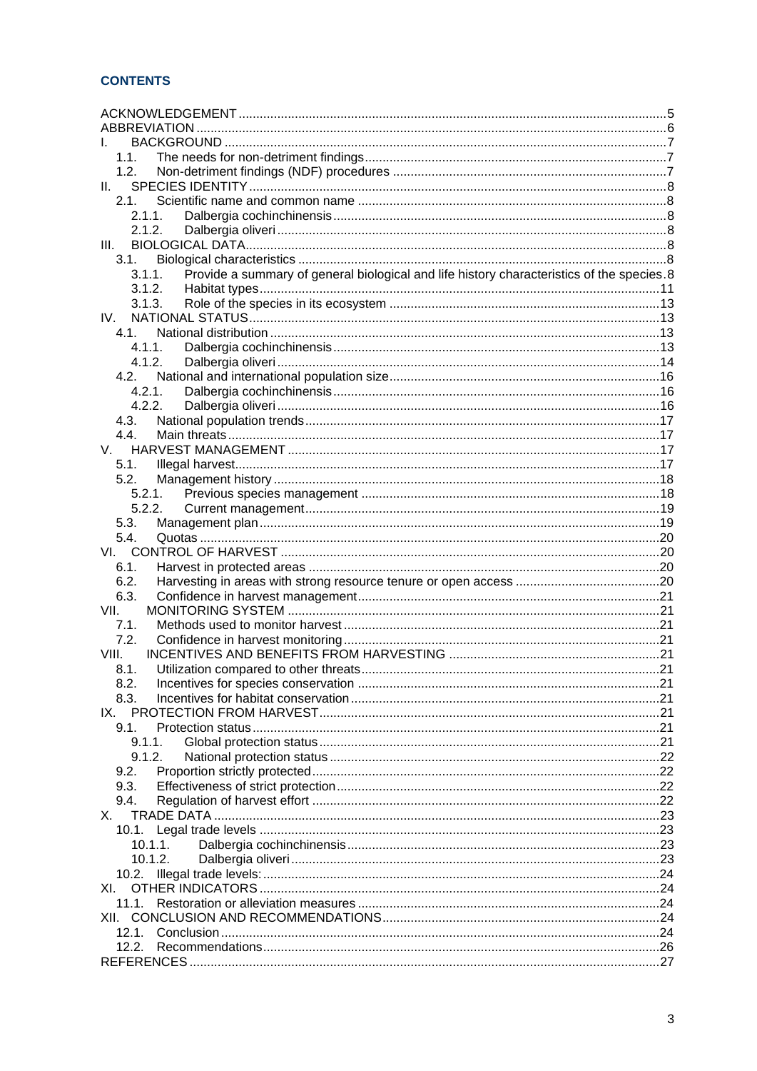## CONTENTS

ACKNOWLEDGEMENT ..... 5
ABBREVIATION ..... 6
I. BACKGROUND ..... 7
 1.1. The needs for non-detriment findings ..... 7
 1.2. Non-detriment findings (NDF) procedures ..... 7
II. SPECIES IDENTITY ..... 8
 2.1. Scientific name and common name ..... 8
  2.1.1. Dalbergia cochinchinensis ..... 8
  2.1.2. Dalbergia oliveri ..... 8
III. BIOLOGICAL DATA ..... 8
 3.1. Biological characteristics ..... 8
  3.1.1. Provide a summary of general biological and life history characteristics of the species. 8
  3.1.2. Habitat types ..... 11
  3.1.3. Role of the species in its ecosystem ..... 13
IV. NATIONAL STATUS ..... 13
 4.1. National distribution ..... 13
  4.1.1. Dalbergia cochinchinensis ..... 13
  4.1.2. Dalbergia oliveri ..... 14
 4.2. National and international population size ..... 16
  4.2.1. Dalbergia cochinchinensis ..... 16
  4.2.2. Dalbergia oliveri ..... 16
 4.3. National population trends ..... 17
 4.4. Main threats ..... 17
V. HARVEST MANAGEMENT ..... 17
 5.1. Illegal harvest ..... 17
 5.2. Management history ..... 18
  5.2.1. Previous species management ..... 18
  5.2.2. Current management ..... 19
 5.3. Management plan ..... 19
 5.4. Quotas ..... 20
VI. CONTROL OF HARVEST ..... 20
 6.1. Harvest in protected areas ..... 20
 6.2. Harvesting in areas with strong resource tenure or open access ..... 20
 6.3. Confidence in harvest management ..... 21
VII. MONITORING SYSTEM ..... 21
 7.1. Methods used to monitor harvest ..... 21
 7.2. Confidence in harvest monitoring ..... 21
VIII. INCENTIVES AND BENEFITS FROM HARVESTING ..... 21
 8.1. Utilization compared to other threats ..... 21
 8.2. Incentives for species conservation ..... 21
 8.3. Incentives for habitat conservation ..... 21
IX. PROTECTION FROM HARVEST ..... 21
 9.1. Protection status ..... 21
  9.1.1. Global protection status ..... 21
  9.1.2. National protection status ..... 22
 9.2. Proportion strictly protected ..... 22
 9.3. Effectiveness of strict protection ..... 22
 9.4. Regulation of harvest effort ..... 22
X. TRADE DATA ..... 23
 10.1. Legal trade levels ..... 23
  10.1.1. Dalbergia cochinchinensis ..... 23
  10.1.2. Dalbergia oliveri ..... 23
 10.2. Illegal trade levels: ..... 24
XI. OTHER INDICATORS ..... 24
 11.1. Restoration or alleviation measures ..... 24
XII. CONCLUSION AND RECOMMENDATIONS ..... 24
 12.1. Conclusion ..... 24
 12.2. Recommendations ..... 26
REFERENCES ..... 27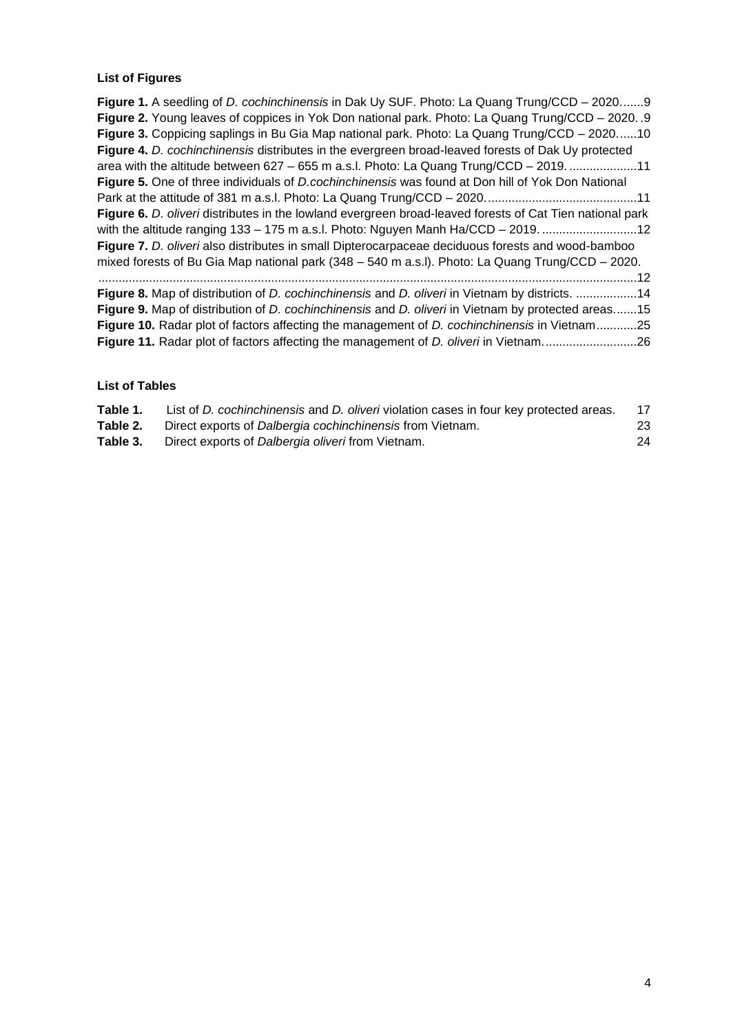### List of Figures

**Figure 1.** A seedling of *D. cochinchinensis* in Dak Uy SUF. Photo: La Quang Trung/CCD – 2020.......9
**Figure 2.** Young leaves of coppices in Yok Don national park. Photo: La Quang Trung/CCD – 2020. .9
**Figure 3.** Coppicing saplings in Bu Gia Map national park. Photo: La Quang Trung/CCD – 2020......10
**Figure 4.** *D. cochinchinensis* distributes in the evergreen broad-leaved forests of Dak Uy protected area with the altitude between 627 – 655 m a.s.l. Photo: La Quang Trung/CCD – 2019. ....................11
**Figure 5.** One of three individuals of *D.cochinchinensis* was found at Don hill of Yok Don National Park at the attitude of 381 m a.s.l. Photo: La Quang Trung/CCD – 2020. ............................................11
**Figure 6.** *D. oliveri* distributes in the lowland evergreen broad-leaved forests of Cat Tien national park with the altitude ranging 133 – 175 m a.s.l. Photo: Nguyen Manh Ha/CCD – 2019. ............................12
**Figure 7.** *D. oliveri* also distributes in small Dipterocarpaceae deciduous forests and wood-bamboo mixed forests of Bu Gia Map national park (348 – 540 m a.s.l). Photo: La Quang Trung/CCD – 2020. ...............................................................................................................................................12
**Figure 8.** Map of distribution of *D. cochinchinensis* and *D. oliveri* in Vietnam by districts. ..................14
**Figure 9.** Map of distribution of *D. cochinchinensis* and *D. oliveri* in Vietnam by protected areas.......15
**Figure 10.** Radar plot of factors affecting the management of *D. cochinchinensis* in Vietnam............25
**Figure 11.** Radar plot of factors affecting the management of *D. oliveri* in Vietnam. ...........................26

### List of Tables

**Table 1.** List of *D. cochinchinensis* and *D. oliveri* violation cases in four key protected areas. 17
**Table 2.** Direct exports of *Dalbergia cochinchinensis* from Vietnam. 23
**Table 3.** Direct exports of *Dalbergia oliveri* from Vietnam. 24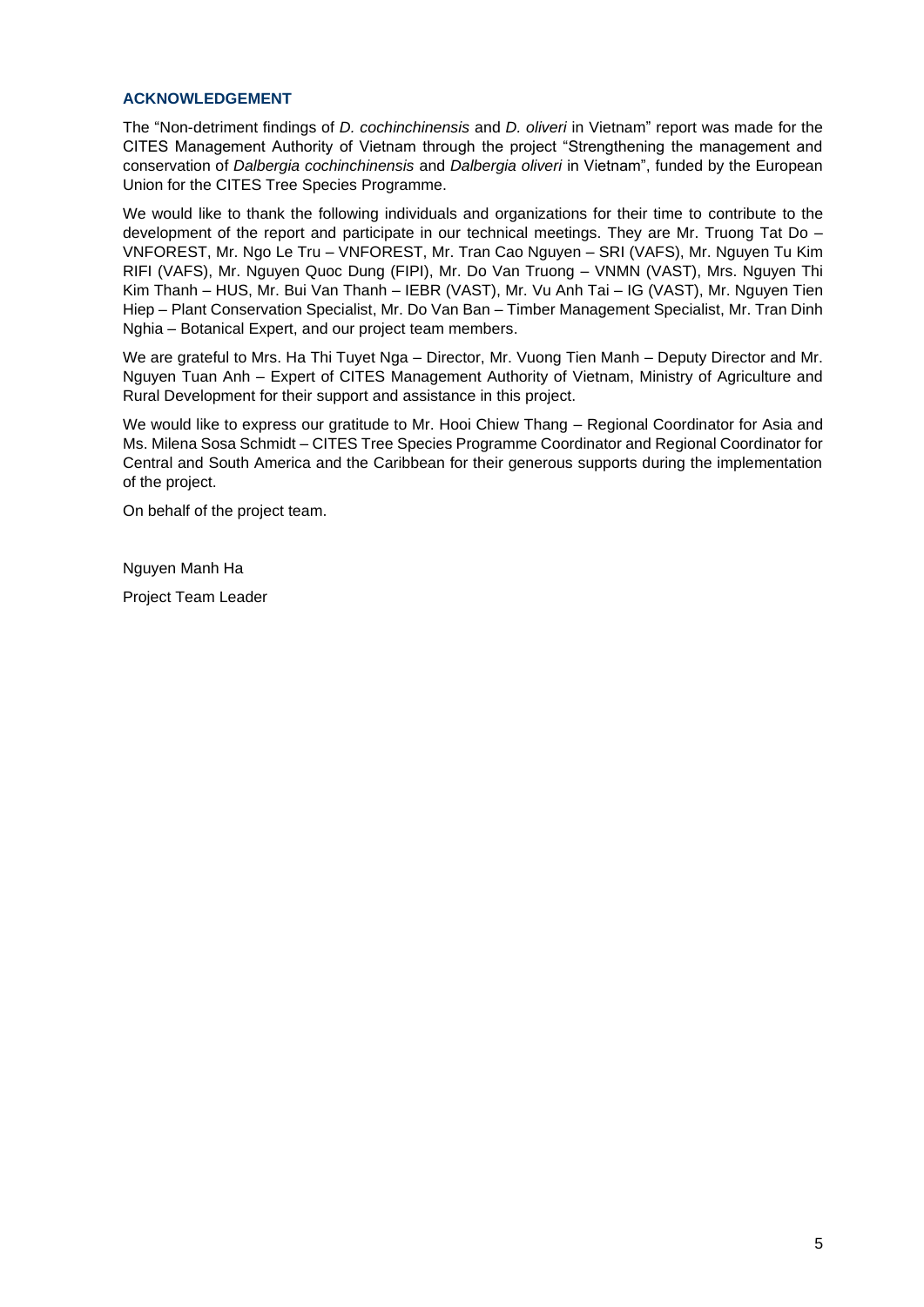## ACKNOWLEDGEMENT

The "Non-detriment findings of *D. cochinchinensis* and *D. oliveri* in Vietnam" report was made for the CITES Management Authority of Vietnam through the project "Strengthening the management and conservation of *Dalbergia cochinchinensis* and *Dalbergia oliveri* in Vietnam", funded by the European Union for the CITES Tree Species Programme.

We would like to thank the following individuals and organizations for their time to contribute to the development of the report and participate in our technical meetings. They are Mr. Truong Tat Do – VNFOREST, Mr. Ngo Le Tru – VNFOREST, Mr. Tran Cao Nguyen – SRI (VAFS), Mr. Nguyen Tu Kim RIFI (VAFS), Mr. Nguyen Quoc Dung (FIPI), Mr. Do Van Truong – VNMN (VAST), Mrs. Nguyen Thi Kim Thanh – HUS, Mr. Bui Van Thanh – IEBR (VAST), Mr. Vu Anh Tai – IG (VAST), Mr. Nguyen Tien Hiep – Plant Conservation Specialist, Mr. Do Van Ban – Timber Management Specialist, Mr. Tran Dinh Nghia – Botanical Expert, and our project team members.

We are grateful to Mrs. Ha Thi Tuyet Nga – Director, Mr. Vuong Tien Manh – Deputy Director and Mr. Nguyen Tuan Anh – Expert of CITES Management Authority of Vietnam, Ministry of Agriculture and Rural Development for their support and assistance in this project.

We would like to express our gratitude to Mr. Hooi Chiew Thang – Regional Coordinator for Asia and Ms. Milena Sosa Schmidt – CITES Tree Species Programme Coordinator and Regional Coordinator for Central and South America and the Caribbean for their generous supports during the implementation of the project.

On behalf of the project team.

Nguyen Manh Ha

Project Team Leader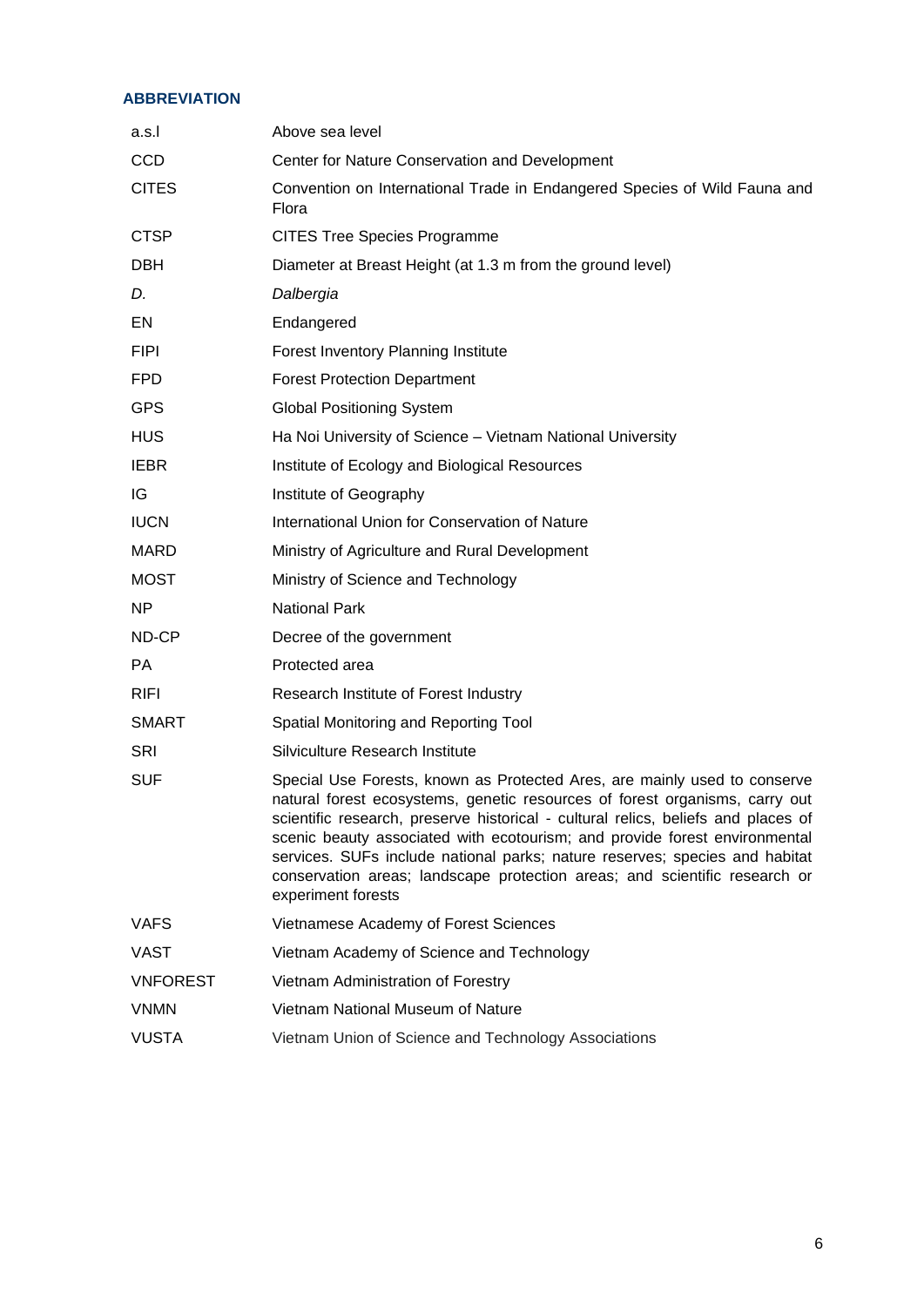## ABBREVIATION

| | |
|---|---|
| a.s.l | Above sea level |
| CCD | Center for Nature Conservation and Development |
| CITES | Convention on International Trade in Endangered Species of Wild Fauna and Flora |
| CTSP | CITES Tree Species Programme |
| DBH | Diameter at Breast Height (at 1.3 m from the ground level) |
| *D.* | *Dalbergia* |
| EN | Endangered |
| FIPI | Forest Inventory Planning Institute |
| FPD | Forest Protection Department |
| GPS | Global Positioning System |
| HUS | Ha Noi University of Science – Vietnam National University |
| IEBR | Institute of Ecology and Biological Resources |
| IG | Institute of Geography |
| IUCN | International Union for Conservation of Nature |
| MARD | Ministry of Agriculture and Rural Development |
| MOST | Ministry of Science and Technology |
| NP | National Park |
| ND-CP | Decree of the government |
| PA | Protected area |
| RIFI | Research Institute of Forest Industry |
| SMART | Spatial Monitoring and Reporting Tool |
| SRI | Silviculture Research Institute |
| SUF | Special Use Forests, known as Protected Ares, are mainly used to conserve natural forest ecosystems, genetic resources of forest organisms, carry out scientific research, preserve historical - cultural relics, beliefs and places of scenic beauty associated with ecotourism; and provide forest environmental services. SUFs include national parks; nature reserves; species and habitat conservation areas; landscape protection areas; and scientific research or experiment forests |
| VAFS | Vietnamese Academy of Forest Sciences |
| VAST | Vietnam Academy of Science and Technology |
| VNFOREST | Vietnam Administration of Forestry |
| VNMN | Vietnam National Museum of Nature |
| VUSTA | Vietnam Union of Science and Technology Associations |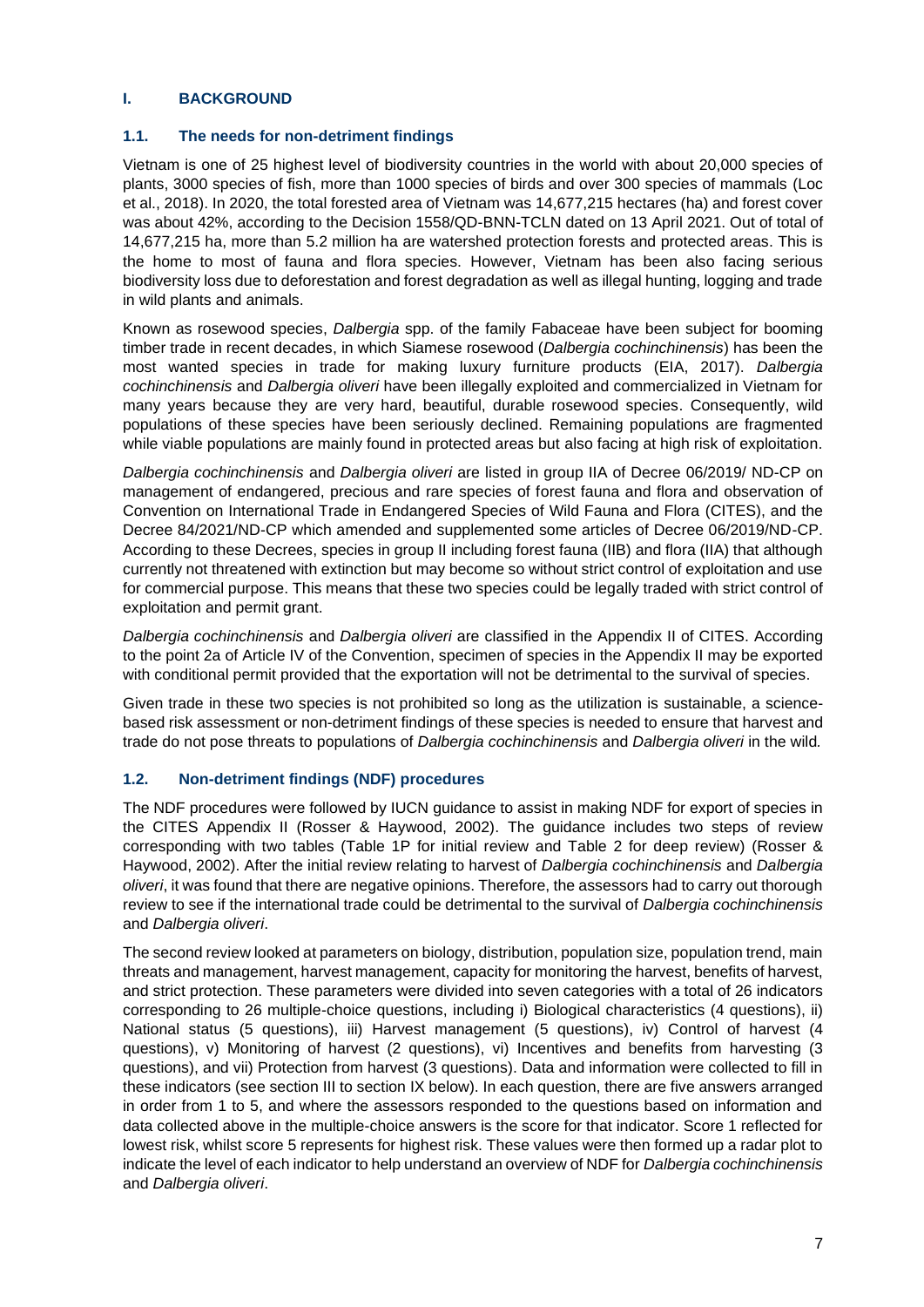## I. BACKGROUND

### 1.1. The needs for non-detriment findings

Vietnam is one of 25 highest level of biodiversity countries in the world with about 20,000 species of plants, 3000 species of fish, more than 1000 species of birds and over 300 species of mammals (Loc et al., 2018). In 2020, the total forested area of Vietnam was 14,677,215 hectares (ha) and forest cover was about 42%, according to the Decision 1558/QD-BNN-TCLN dated on 13 April 2021. Out of total of 14,677,215 ha, more than 5.2 million ha are watershed protection forests and protected areas. This is the home to most of fauna and flora species. However, Vietnam has been also facing serious biodiversity loss due to deforestation and forest degradation as well as illegal hunting, logging and trade in wild plants and animals.

Known as rosewood species, *Dalbergia* spp. of the family Fabaceae have been subject for booming timber trade in recent decades, in which Siamese rosewood (*Dalbergia cochinchinensis*) has been the most wanted species in trade for making luxury furniture products (EIA, 2017). *Dalbergia cochinchinensis* and *Dalbergia oliveri* have been illegally exploited and commercialized in Vietnam for many years because they are very hard, beautiful, durable rosewood species. Consequently, wild populations of these species have been seriously declined. Remaining populations are fragmented while viable populations are mainly found in protected areas but also facing at high risk of exploitation.

*Dalbergia cochinchinensis* and *Dalbergia oliveri* are listed in group IIA of Decree 06/2019/ ND-CP on management of endangered, precious and rare species of forest fauna and flora and observation of Convention on International Trade in Endangered Species of Wild Fauna and Flora (CITES), and the Decree 84/2021/ND-CP which amended and supplemented some articles of Decree 06/2019/ND-CP. According to these Decrees, species in group II including forest fauna (IIB) and flora (IIA) that although currently not threatened with extinction but may become so without strict control of exploitation and use for commercial purpose. This means that these two species could be legally traded with strict control of exploitation and permit grant.

*Dalbergia cochinchinensis* and *Dalbergia oliveri* are classified in the Appendix II of CITES. According to the point 2a of Article IV of the Convention, specimen of species in the Appendix II may be exported with conditional permit provided that the exportation will not be detrimental to the survival of species.

Given trade in these two species is not prohibited so long as the utilization is sustainable, a science-based risk assessment or non-detriment findings of these species is needed to ensure that harvest and trade do not pose threats to populations of *Dalbergia cochinchinensis* and *Dalbergia oliveri* in the wild*.*

### 1.2. Non-detriment findings (NDF) procedures

The NDF procedures were followed by IUCN guidance to assist in making NDF for export of species in the CITES Appendix II (Rosser & Haywood, 2002). The guidance includes two steps of review corresponding with two tables (Table 1P for initial review and Table 2 for deep review) (Rosser & Haywood, 2002). After the initial review relating to harvest of *Dalbergia cochinchinensis* and *Dalbergia oliveri*, it was found that there are negative opinions. Therefore, the assessors had to carry out thorough review to see if the international trade could be detrimental to the survival of *Dalbergia cochinchinensis* and *Dalbergia oliveri*.

The second review looked at parameters on biology, distribution, population size, population trend, main threats and management, harvest management, capacity for monitoring the harvest, benefits of harvest, and strict protection. These parameters were divided into seven categories with a total of 26 indicators corresponding to 26 multiple-choice questions, including i) Biological characteristics (4 questions), ii) National status (5 questions), iii) Harvest management (5 questions), iv) Control of harvest (4 questions), v) Monitoring of harvest (2 questions), vi) Incentives and benefits from harvesting (3 questions), and vii) Protection from harvest (3 questions). Data and information were collected to fill in these indicators (see section III to section IX below). In each question, there are five answers arranged in order from 1 to 5, and where the assessors responded to the questions based on information and data collected above in the multiple-choice answers is the score for that indicator. Score 1 reflected for lowest risk, whilst score 5 represents for highest risk. These values were then formed up a radar plot to indicate the level of each indicator to help understand an overview of NDF for *Dalbergia cochinchinensis* and *Dalbergia oliveri*.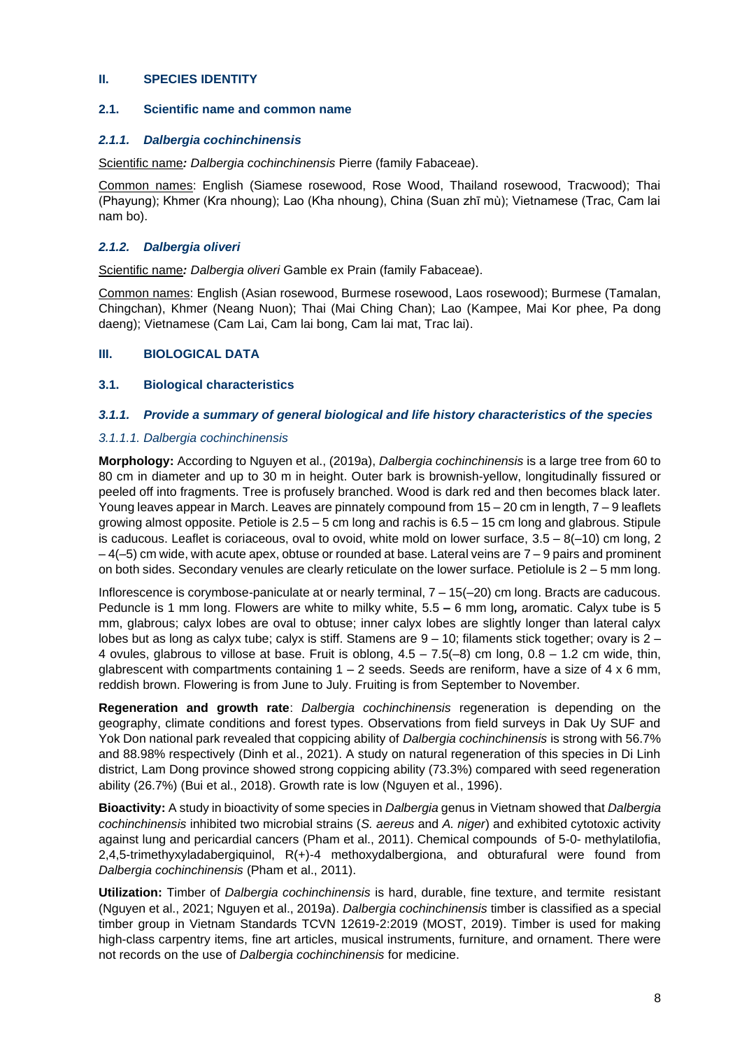## II. SPECIES IDENTITY

### 2.1. Scientific name and common name

#### *2.1.1. Dalbergia cochinchinensis*

Scientific name***:*** *Dalbergia cochinchinensis* Pierre (family Fabaceae).

Common names: English (Siamese rosewood, Rose Wood, Thailand rosewood, Tracwood); Thai (Phayung); Khmer (Kra nhoung); Lao (Kha nhoung), China (Suan zhī mù); Vietnamese (Trac, Cam lai nam bo).

#### *2.1.2. Dalbergia oliveri*

Scientific name***:*** *Dalbergia oliveri* Gamble ex Prain (family Fabaceae).

Common names: English (Asian rosewood, Burmese rosewood, Laos rosewood); Burmese (Tamalan, Chingchan), Khmer (Neang Nuon); Thai (Mai Ching Chan); Lao (Kampee, Mai Kor phee, Pa dong daeng); Vietnamese (Cam Lai, Cam lai bong, Cam lai mat, Trac lai).

## III. BIOLOGICAL DATA

### 3.1. Biological characteristics

#### *3.1.1. Provide a summary of general biological and life history characteristics of the species*

*3.1.1.1. Dalbergia cochinchinensis*

**Morphology:** According to Nguyen et al., (2019a), *Dalbergia cochinchinensis* is a large tree from 60 to 80 cm in diameter and up to 30 m in height. Outer bark is brownish-yellow, longitudinally fissured or peeled off into fragments. Tree is profusely branched. Wood is dark red and then becomes black later. Young leaves appear in March. Leaves are pinnately compound from 15 – 20 cm in length, 7 – 9 leaflets growing almost opposite. Petiole is 2.5 – 5 cm long and rachis is 6.5 – 15 cm long and glabrous. Stipule is caducous. Leaflet is coriaceous, oval to ovoid, white mold on lower surface, 3.5 – 8(–10) cm long, 2 – 4(–5) cm wide, with acute apex, obtuse or rounded at base. Lateral veins are 7 – 9 pairs and prominent on both sides. Secondary venules are clearly reticulate on the lower surface. Petiolule is 2 – 5 mm long.

Inflorescence is corymbose-paniculate at or nearly terminal, 7 – 15(–20) cm long. Bracts are caducous. Peduncle is 1 mm long. Flowers are white to milky white, 5.5 **–** 6 mm long***,*** aromatic. Calyx tube is 5 mm, glabrous; calyx lobes are oval to obtuse; inner calyx lobes are slightly longer than lateral calyx lobes but as long as calyx tube; calyx is stiff. Stamens are 9 – 10; filaments stick together; ovary is 2 – 4 ovules, glabrous to villose at base. Fruit is oblong, 4.5 – 7.5(–8) cm long, 0.8 – 1.2 cm wide, thin, glabrescent with compartments containing 1 – 2 seeds. Seeds are reniform, have a size of 4 x 6 mm, reddish brown. Flowering is from June to July. Fruiting is from September to November.

**Regeneration and growth rate**: *Dalbergia cochinchinensis* regeneration is depending on the geography, climate conditions and forest types. Observations from field surveys in Dak Uy SUF and Yok Don national park revealed that coppicing ability of *Dalbergia cochinchinensis* is strong with 56.7% and 88.98% respectively (Dinh et al., 2021). A study on natural regeneration of this species in Di Linh district, Lam Dong province showed strong coppicing ability (73.3%) compared with seed regeneration ability (26.7%) (Bui et al., 2018). Growth rate is low (Nguyen et al., 1996).

**Bioactivity:** A study in bioactivity of some species in *Dalbergia* genus in Vietnam showed that *Dalbergia cochinchinensis* inhibited two microbial strains (*S. aereus* and *A. niger*) and exhibited cytotoxic activity against lung and pericardial cancers (Pham et al., 2011). Chemical compounds of 5-0- methylatilofia, 2,4,5-trimethyxyladabergiquinol, R(+)-4 methoxydalbergiona, and obturafural were found from *Dalbergia cochinchinensis* (Pham et al., 2011).

**Utilization:** Timber of *Dalbergia cochinchinensis* is hard, durable, fine texture, and termite resistant (Nguyen et al., 2021; Nguyen et al., 2019a). *Dalbergia cochinchinensis* timber is classified as a special timber group in Vietnam Standards TCVN 12619-2:2019 (MOST, 2019). Timber is used for making high-class carpentry items, fine art articles, musical instruments, furniture, and ornament. There were not records on the use of *Dalbergia cochinchinensis* for medicine.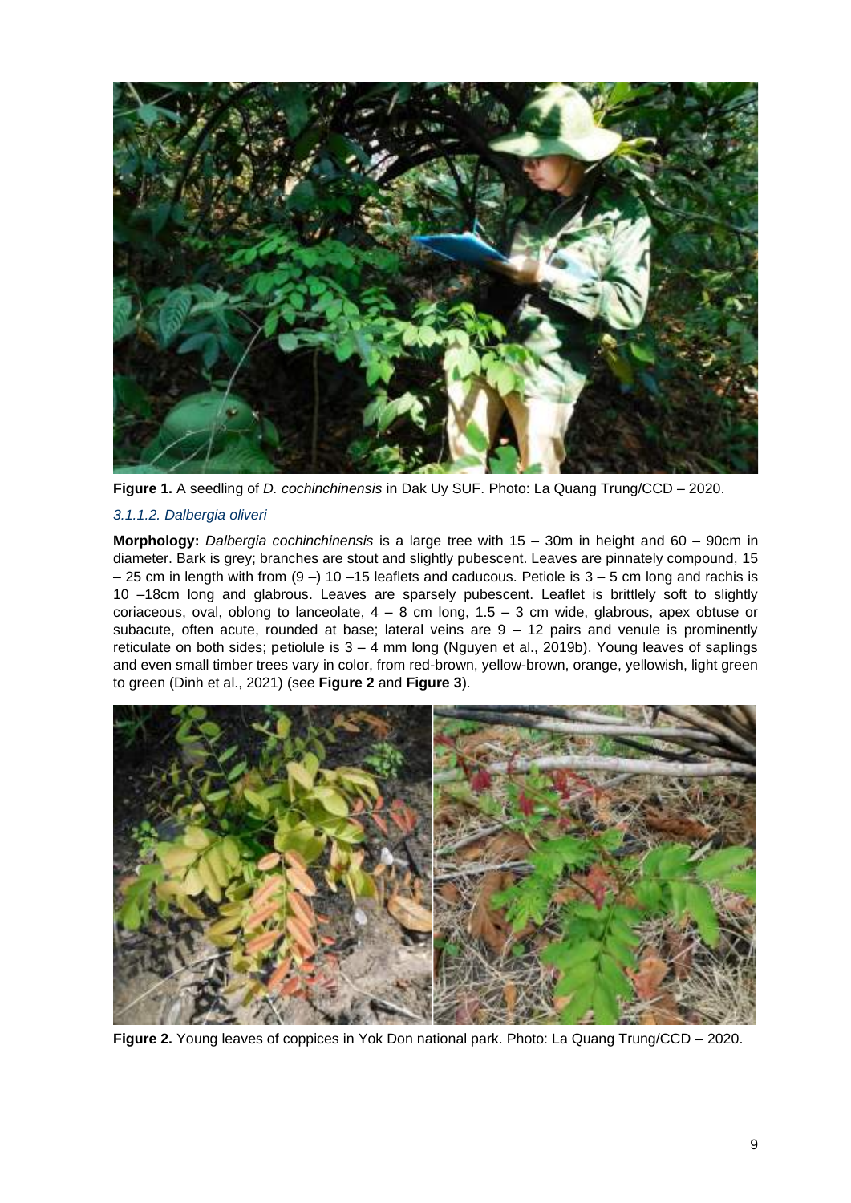**Figure 1.** A seedling of *D. cochinchinensis* in Dak Uy SUF. Photo: La Quang Trung/CCD – 2020.

#### *3.1.1.2. Dalbergia oliveri*

**Morphology:** *Dalbergia cochinchinensis* is a large tree with 15 – 30m in height and 60 – 90cm in diameter. Bark is grey; branches are stout and slightly pubescent. Leaves are pinnately compound, 15 – 25 cm in length with from (9 –) 10 –15 leaflets and caducous. Petiole is 3 – 5 cm long and rachis is 10 –18cm long and glabrous. Leaves are sparsely pubescent. Leaflet is brittlely soft to slightly coriaceous, oval, oblong to lanceolate, 4 – 8 cm long, 1.5 – 3 cm wide, glabrous, apex obtuse or subacute, often acute, rounded at base; lateral veins are 9 – 12 pairs and venule is prominently reticulate on both sides; petiolule is 3 – 4 mm long (Nguyen et al., 2019b). Young leaves of saplings and even small timber trees vary in color, from red-brown, yellow-brown, orange, yellowish, light green to green (Dinh et al., 2021) (see **Figure 2** and **Figure 3**).

**Figure 2.** Young leaves of coppices in Yok Don national park. Photo: La Quang Trung/CCD – 2020.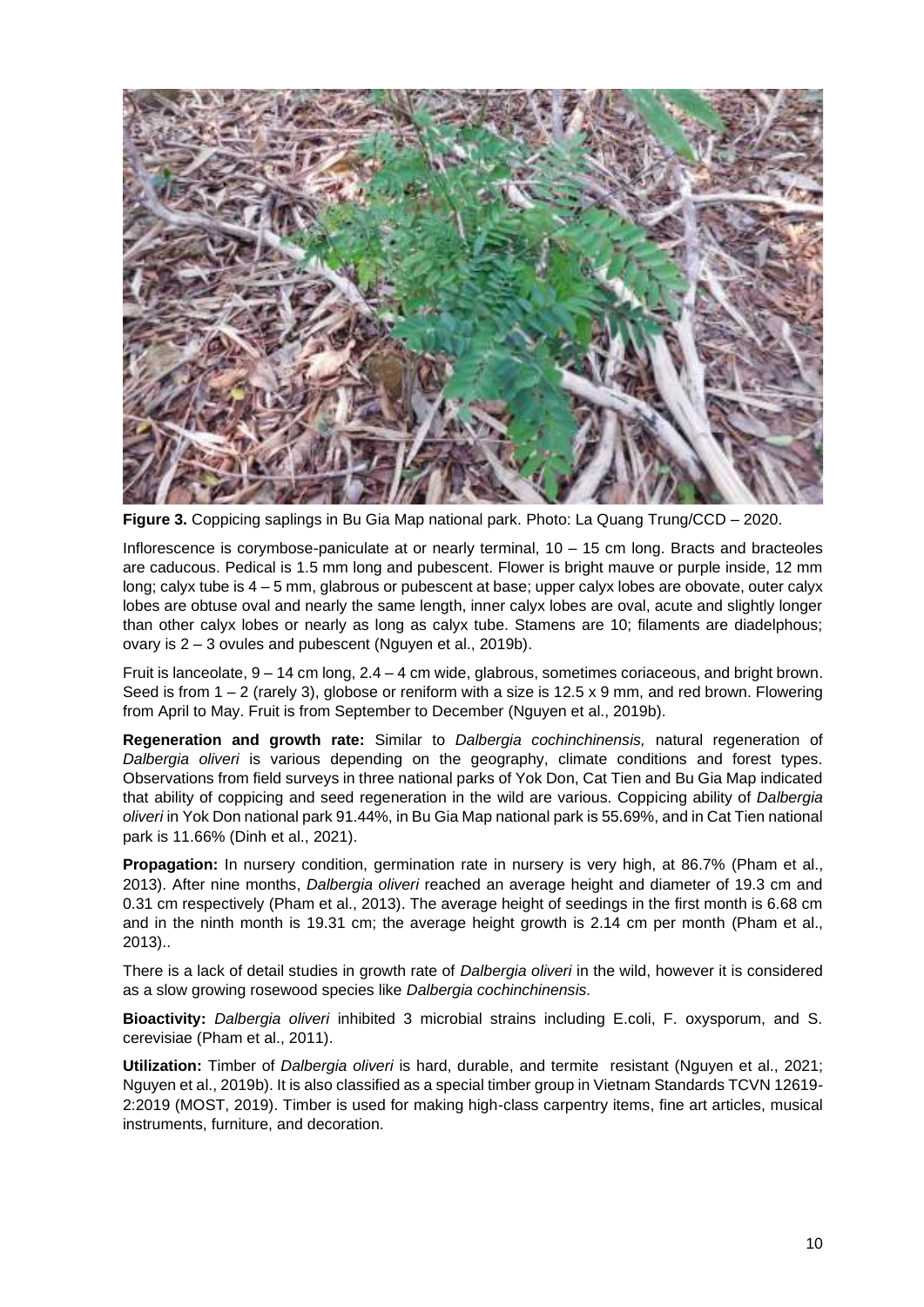**Figure 3.** Coppicing saplings in Bu Gia Map national park. Photo: La Quang Trung/CCD – 2020.

Inflorescence is corymbose-paniculate at or nearly terminal, 10 – 15 cm long. Bracts and bracteoles are caducous. Pedical is 1.5 mm long and pubescent. Flower is bright mauve or purple inside, 12 mm long; calyx tube is 4 – 5 mm, glabrous or pubescent at base; upper calyx lobes are obovate, outer calyx lobes are obtuse oval and nearly the same length, inner calyx lobes are oval, acute and slightly longer than other calyx lobes or nearly as long as calyx tube. Stamens are 10; filaments are diadelphous; ovary is 2 – 3 ovules and pubescent (Nguyen et al., 2019b).

Fruit is lanceolate, 9 – 14 cm long, 2.4 – 4 cm wide, glabrous, sometimes coriaceous, and bright brown. Seed is from 1 – 2 (rarely 3), globose or reniform with a size is 12.5 x 9 mm, and red brown. Flowering from April to May. Fruit is from September to December (Nguyen et al., 2019b).

**Regeneration and growth rate:** Similar to *Dalbergia cochinchinensis,* natural regeneration of *Dalbergia oliveri* is various depending on the geography, climate conditions and forest types. Observations from field surveys in three national parks of Yok Don, Cat Tien and Bu Gia Map indicated that ability of coppicing and seed regeneration in the wild are various. Coppicing ability of *Dalbergia oliveri* in Yok Don national park 91.44%, in Bu Gia Map national park is 55.69%, and in Cat Tien national park is 11.66% (Dinh et al., 2021).

**Propagation:** In nursery condition, germination rate in nursery is very high, at 86.7% (Pham et al., 2013). After nine months, *Dalbergia oliveri* reached an average height and diameter of 19.3 cm and 0.31 cm respectively (Pham et al., 2013). The average height of seedings in the first month is 6.68 cm and in the ninth month is 19.31 cm; the average height growth is 2.14 cm per month (Pham et al., 2013)..

There is a lack of detail studies in growth rate of *Dalbergia oliveri* in the wild, however it is considered as a slow growing rosewood species like *Dalbergia cochinchinensis.*

**Bioactivity:** *Dalbergia oliveri* inhibited 3 microbial strains including E.coli, F. oxysporum, and S. cerevisiae (Pham et al., 2011).

**Utilization:** Timber of *Dalbergia oliveri* is hard, durable, and termite resistant (Nguyen et al., 2021; Nguyen et al., 2019b). It is also classified as a special timber group in Vietnam Standards TCVN 12619-2:2019 (MOST, 2019). Timber is used for making high-class carpentry items, fine art articles, musical instruments, furniture, and decoration.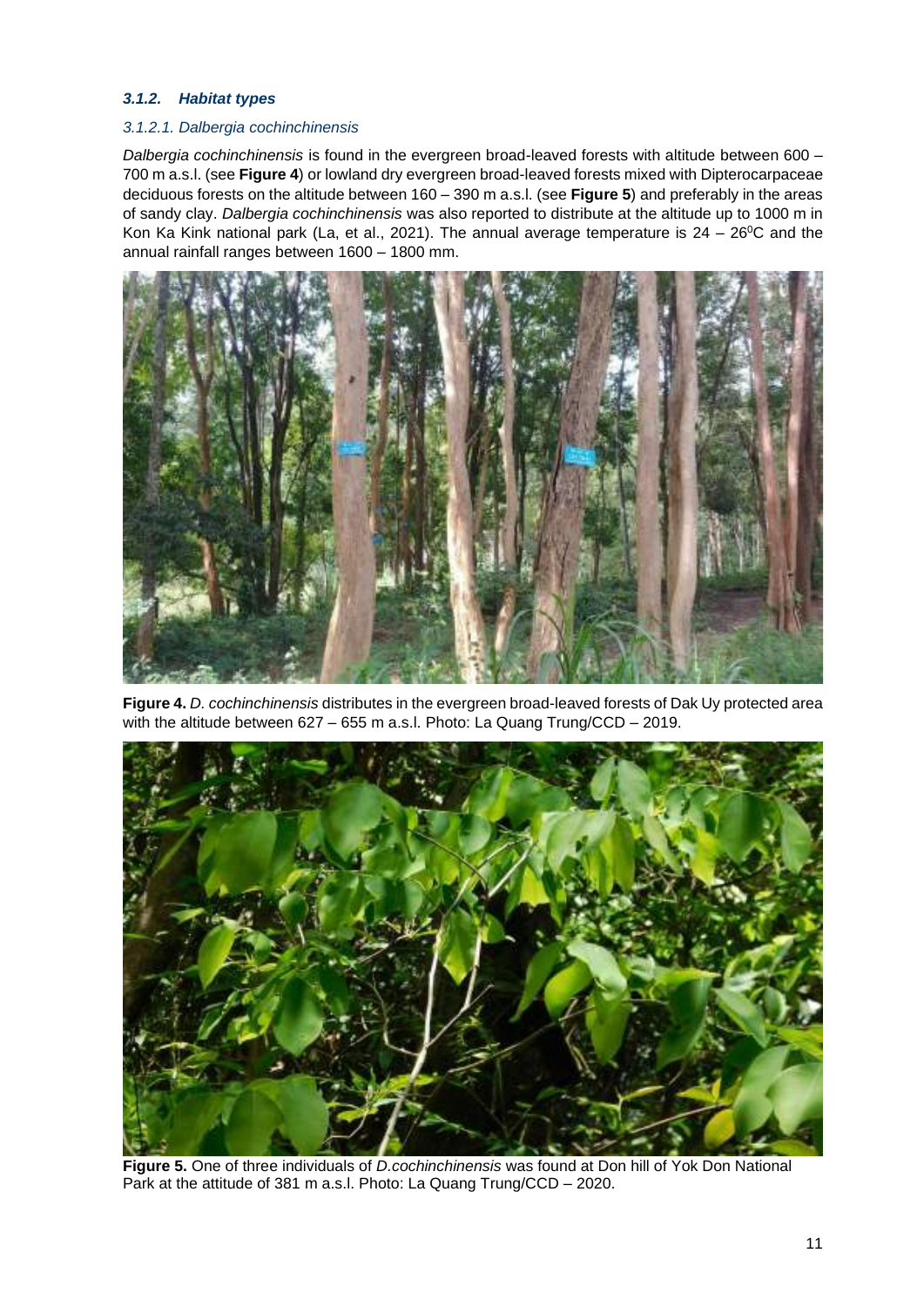### *3.1.2. Habitat types*

#### *3.1.2.1. Dalbergia cochinchinensis*

*Dalbergia cochinchinensis* is found in the evergreen broad-leaved forests with altitude between 600 – 700 m a.s.l. (see **Figure 4**) or lowland dry evergreen broad-leaved forests mixed with Dipterocarpaceae deciduous forests on the altitude between 160 – 390 m a.s.l. (see **Figure 5**) and preferably in the areas of sandy clay. *Dalbergia cochinchinensis* was also reported to distribute at the altitude up to 1000 m in Kon Ka Kink national park (La, et al., 2021). The annual average temperature is 24 – 26$^{0}$C and the annual rainfall ranges between 1600 – 1800 mm.

**Figure 4.** *D. cochinchinensis* distributes in the evergreen broad-leaved forests of Dak Uy protected area with the altitude between 627 – 655 m a.s.l. Photo: La Quang Trung/CCD – 2019.

**Figure 5.** One of three individuals of *D.cochinchinensis* was found at Don hill of Yok Don National Park at the attitude of 381 m a.s.l. Photo: La Quang Trung/CCD – 2020.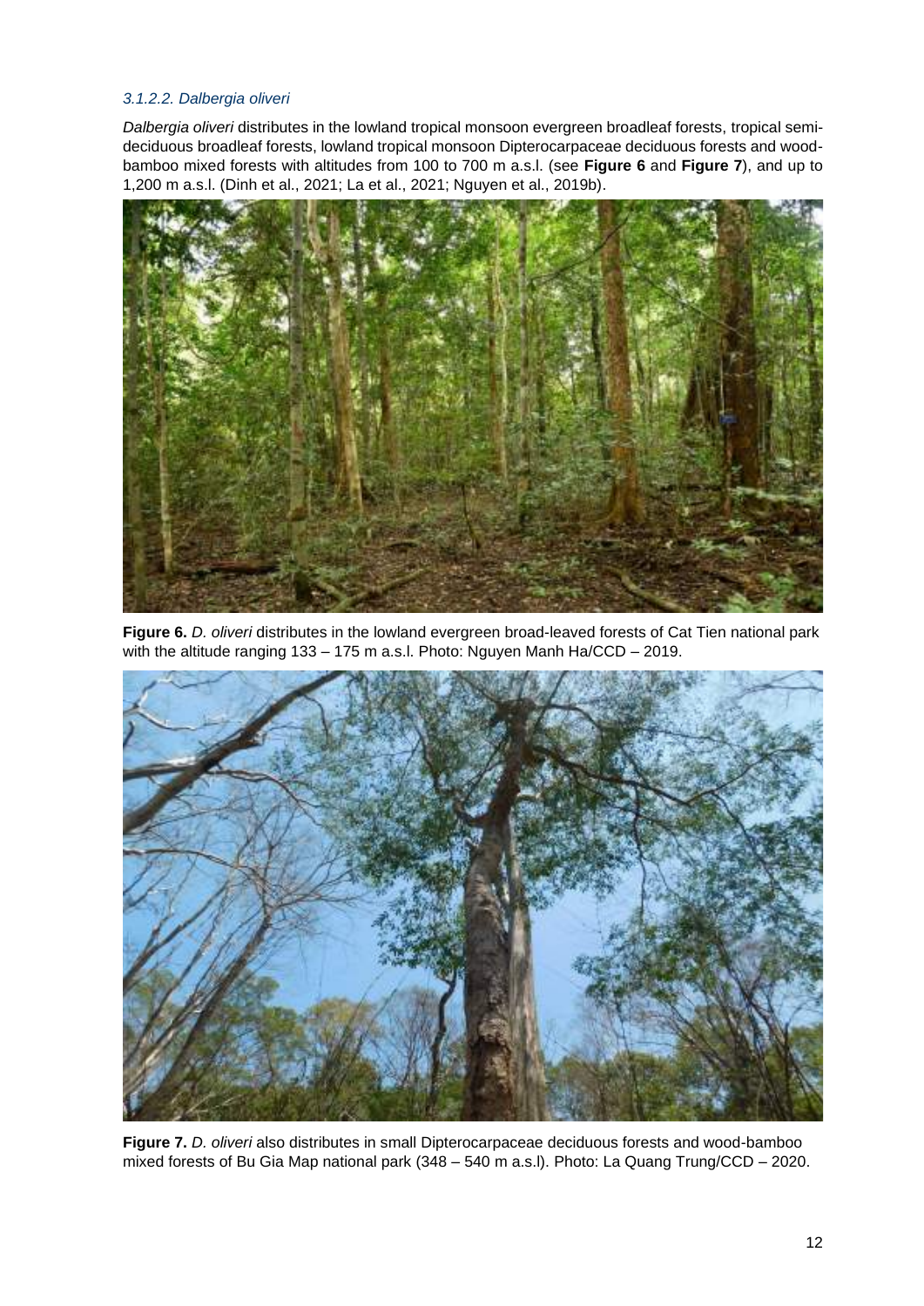### *3.1.2.2. Dalbergia oliveri*

*Dalbergia oliveri* distributes in the lowland tropical monsoon evergreen broadleaf forests, tropical semi-deciduous broadleaf forests, lowland tropical monsoon Dipterocarpaceae deciduous forests and wood-bamboo mixed forests with altitudes from 100 to 700 m a.s.l. (see **Figure 6** and **Figure 7**), and up to 1,200 m a.s.l. (Dinh et al., 2021; La et al., 2021; Nguyen et al., 2019b).

**Figure 6.** *D. oliveri* distributes in the lowland evergreen broad-leaved forests of Cat Tien national park with the altitude ranging 133 – 175 m a.s.l. Photo: Nguyen Manh Ha/CCD – 2019.

**Figure 7.** *D. oliveri* also distributes in small Dipterocarpaceae deciduous forests and wood-bamboo mixed forests of Bu Gia Map national park (348 – 540 m a.s.l). Photo: La Quang Trung/CCD – 2020.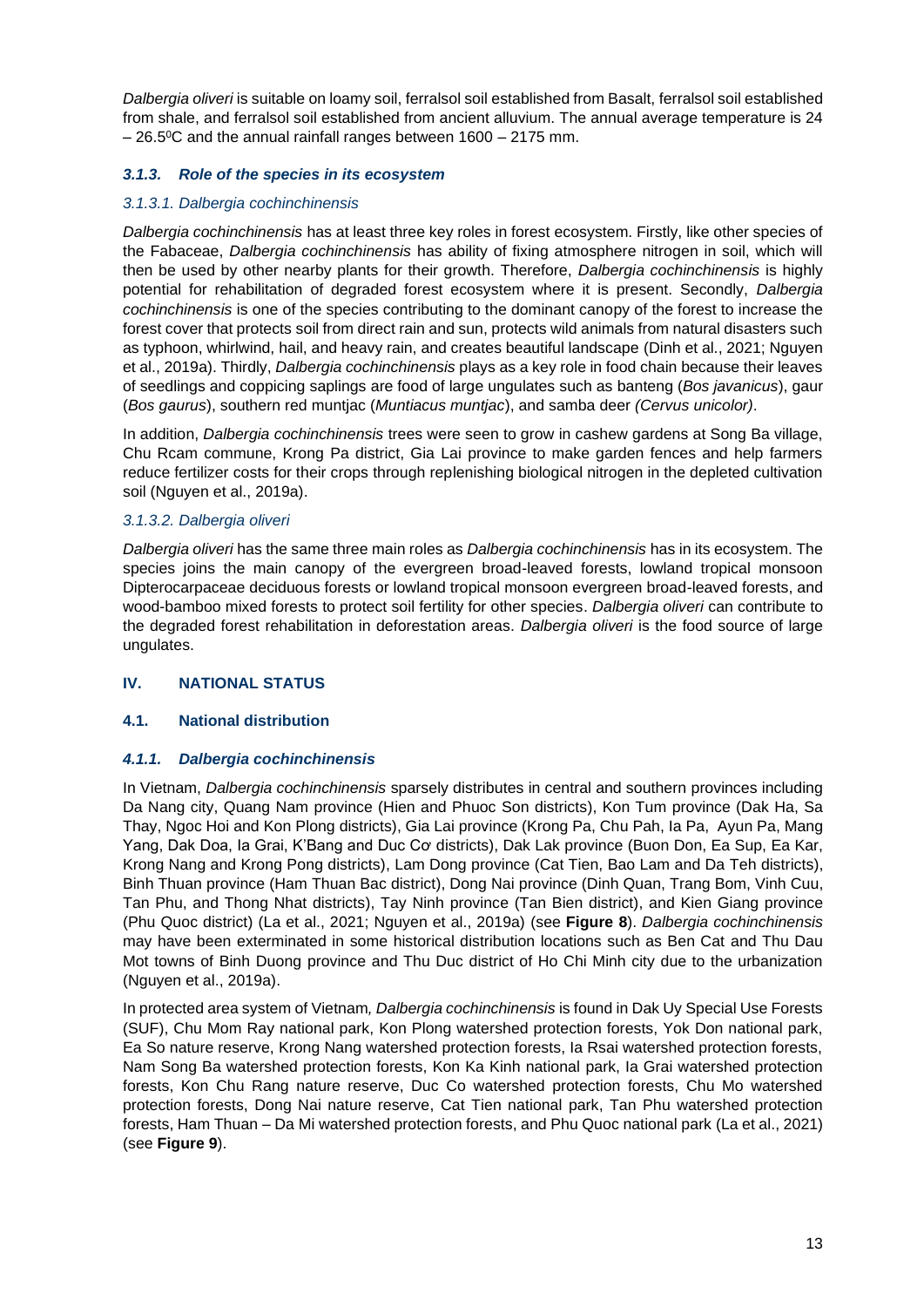*Dalbergia oliveri* is suitable on loamy soil, ferralsol soil established from Basalt, ferralsol soil established from shale, and ferralsol soil established from ancient alluvium. The annual average temperature is 24 – 26.5$^{0}$C and the annual rainfall ranges between 1600 – 2175 mm.

### *3.1.3. Role of the species in its ecosystem*

#### *3.1.3.1. Dalbergia cochinchinensis*

*Dalbergia cochinchinensis* has at least three key roles in forest ecosystem. Firstly, like other species of the Fabaceae, *Dalbergia cochinchinensis* has ability of fixing atmosphere nitrogen in soil, which will then be used by other nearby plants for their growth. Therefore, *Dalbergia cochinchinensis* is highly potential for rehabilitation of degraded forest ecosystem where it is present. Secondly, *Dalbergia cochinchinensis* is one of the species contributing to the dominant canopy of the forest to increase the forest cover that protects soil from direct rain and sun, protects wild animals from natural disasters such as typhoon, whirlwind, hail, and heavy rain, and creates beautiful landscape (Dinh et al., 2021; Nguyen et al., 2019a). Thirdly, *Dalbergia cochinchinensis* plays as a key role in food chain because their leaves of seedlings and coppicing saplings are food of large ungulates such as banteng (*Bos javanicus*), gaur (*Bos gaurus*), southern red muntjac (*Muntiacus muntjac*), and samba deer *(Cervus unicolor)*.

In addition, *Dalbergia cochinchinensis* trees were seen to grow in cashew gardens at Song Ba village, Chu Rcam commune, Krong Pa district, Gia Lai province to make garden fences and help farmers reduce fertilizer costs for their crops through replenishing biological nitrogen in the depleted cultivation soil (Nguyen et al., 2019a).

#### *3.1.3.2. Dalbergia oliveri*

*Dalbergia oliveri* has the same three main roles as *Dalbergia cochinchinensis* has in its ecosystem. The species joins the main canopy of the evergreen broad-leaved forests, lowland tropical monsoon Dipterocarpaceae deciduous forests or lowland tropical monsoon evergreen broad-leaved forests, and wood-bamboo mixed forests to protect soil fertility for other species. *Dalbergia oliveri* can contribute to the degraded forest rehabilitation in deforestation areas. *Dalbergia oliveri* is the food source of large ungulates.

## IV. NATIONAL STATUS

### 4.1. National distribution

### *4.1.1. Dalbergia cochinchinensis*

In Vietnam, *Dalbergia cochinchinensis* sparsely distributes in central and southern provinces including Da Nang city, Quang Nam province (Hien and Phuoc Son districts), Kon Tum province (Dak Ha, Sa Thay, Ngoc Hoi and Kon Plong districts), Gia Lai province (Krong Pa, Chu Pah, Ia Pa, Ayun Pa, Mang Yang, Dak Doa, Ia Grai, K'Bang and Duc Cơ districts), Dak Lak province (Buon Don, Ea Sup, Ea Kar, Krong Nang and Krong Pong districts), Lam Dong province (Cat Tien, Bao Lam and Da Teh districts), Binh Thuan province (Ham Thuan Bac district), Dong Nai province (Dinh Quan, Trang Bom, Vinh Cuu, Tan Phu, and Thong Nhat districts), Tay Ninh province (Tan Bien district), and Kien Giang province (Phu Quoc district) (La et al., 2021; Nguyen et al., 2019a) (see **Figure 8**). *Dalbergia cochinchinensis* may have been exterminated in some historical distribution locations such as Ben Cat and Thu Dau Mot towns of Binh Duong province and Thu Duc district of Ho Chi Minh city due to the urbanization (Nguyen et al., 2019a).

In protected area system of Vietnam*, Dalbergia cochinchinensis* is found in Dak Uy Special Use Forests (SUF), Chu Mom Ray national park, Kon Plong watershed protection forests, Yok Don national park, Ea So nature reserve, Krong Nang watershed protection forests, Ia Rsai watershed protection forests, Nam Song Ba watershed protection forests, Kon Ka Kinh national park, Ia Grai watershed protection forests, Kon Chu Rang nature reserve, Duc Co watershed protection forests, Chu Mo watershed protection forests, Dong Nai nature reserve, Cat Tien national park, Tan Phu watershed protection forests, Ham Thuan – Da Mi watershed protection forests, and Phu Quoc national park (La et al., 2021) (see **Figure 9**).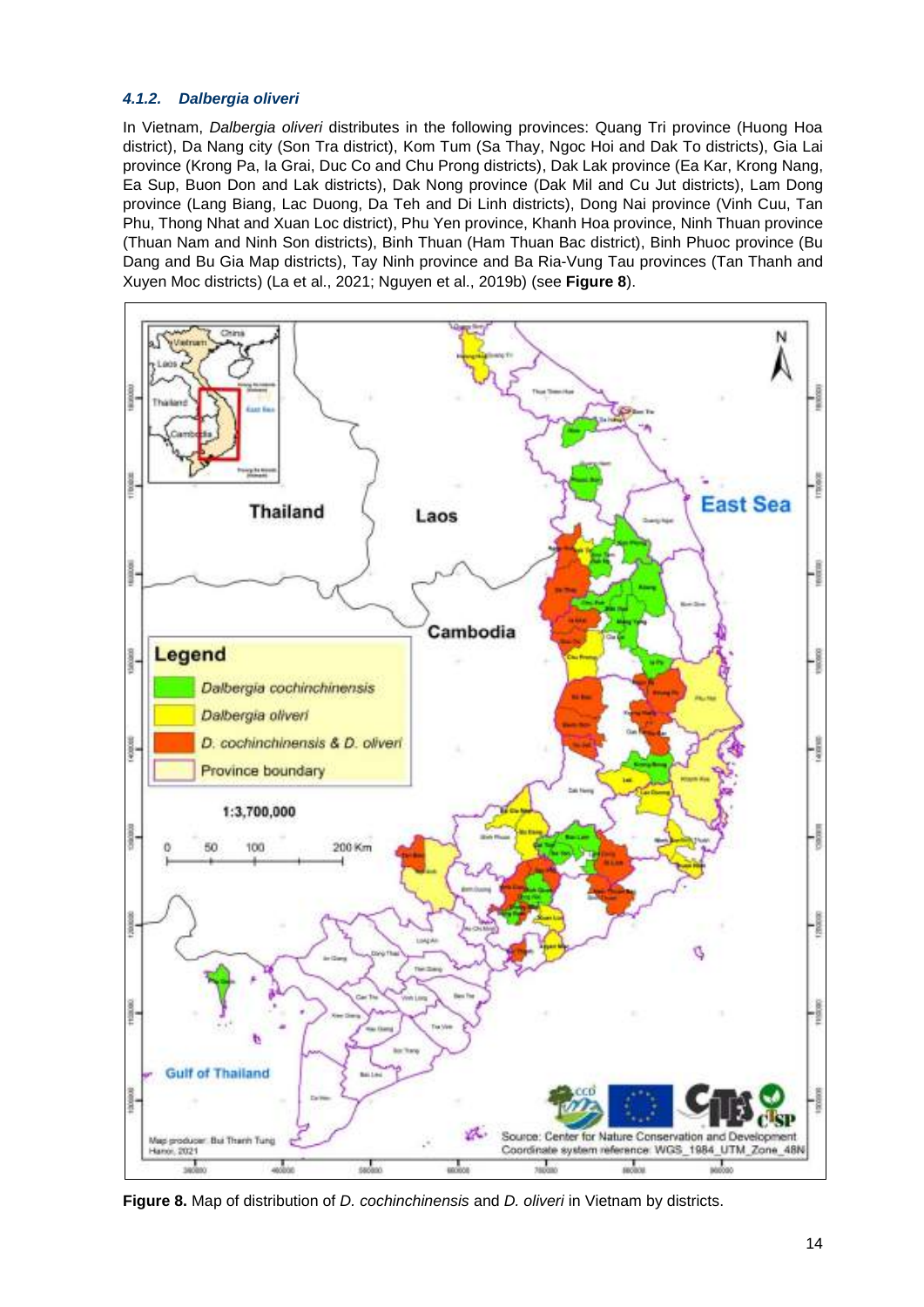### 4.1.2. *Dalbergia oliveri*

In Vietnam, *Dalbergia oliveri* distributes in the following provinces: Quang Tri province (Huong Hoa district), Da Nang city (Son Tra district), Kom Tum (Sa Thay, Ngoc Hoi and Dak To districts), Gia Lai province (Krong Pa, Ia Grai, Duc Co and Chu Prong districts), Dak Lak province (Ea Kar, Krong Nang, Ea Sup, Buon Don and Lak districts), Dak Nong province (Dak Mil and Cu Jut districts), Lam Dong province (Lang Biang, Lac Duong, Da Teh and Di Linh districts), Dong Nai province (Vinh Cuu, Tan Phu, Thong Nhat and Xuan Loc district), Phu Yen province, Khanh Hoa province, Ninh Thuan province (Thuan Nam and Ninh Son districts), Binh Thuan (Ham Thuan Bac district), Binh Phuoc province (Bu Dang and Bu Gia Map districts), Tay Ninh province and Ba Ria-Vung Tau provinces (Tan Thanh and Xuyen Moc districts) (La et al., 2021; Nguyen et al., 2019b) (see **Figure 8**).

**Figure 8.** Map of distribution of *D. cochinchinensis* and *D. oliveri* in Vietnam by districts.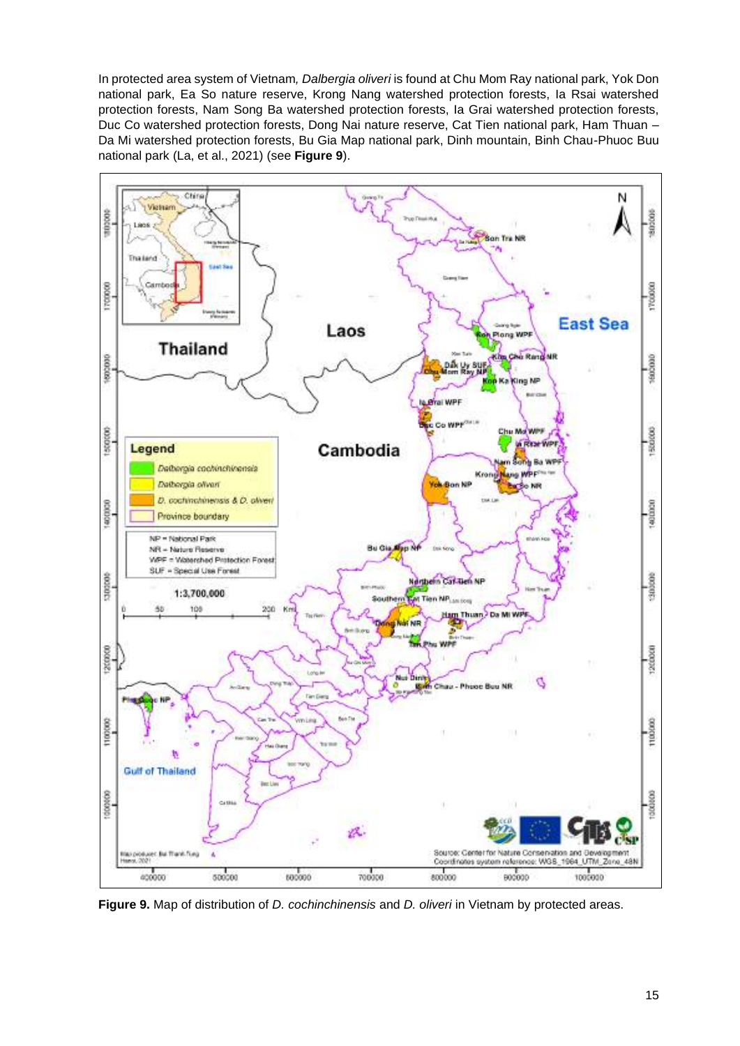In protected area system of Vietnam, *Dalbergia oliveri* is found at Chu Mom Ray national park, Yok Don national park, Ea So nature reserve, Krong Nang watershed protection forests, Ia Rsai watershed protection forests, Nam Song Ba watershed protection forests, Ia Grai watershed protection forests, Duc Co watershed protection forests, Dong Nai nature reserve, Cat Tien national park, Ham Thuan – Da Mi watershed protection forests, Bu Gia Map national park, Dinh mountain, Binh Chau-Phuoc Buu national park (La, et al., 2021) (see **Figure 9**).

**Figure 9.** Map of distribution of *D. cochinchinensis* and *D. oliveri* in Vietnam by protected areas.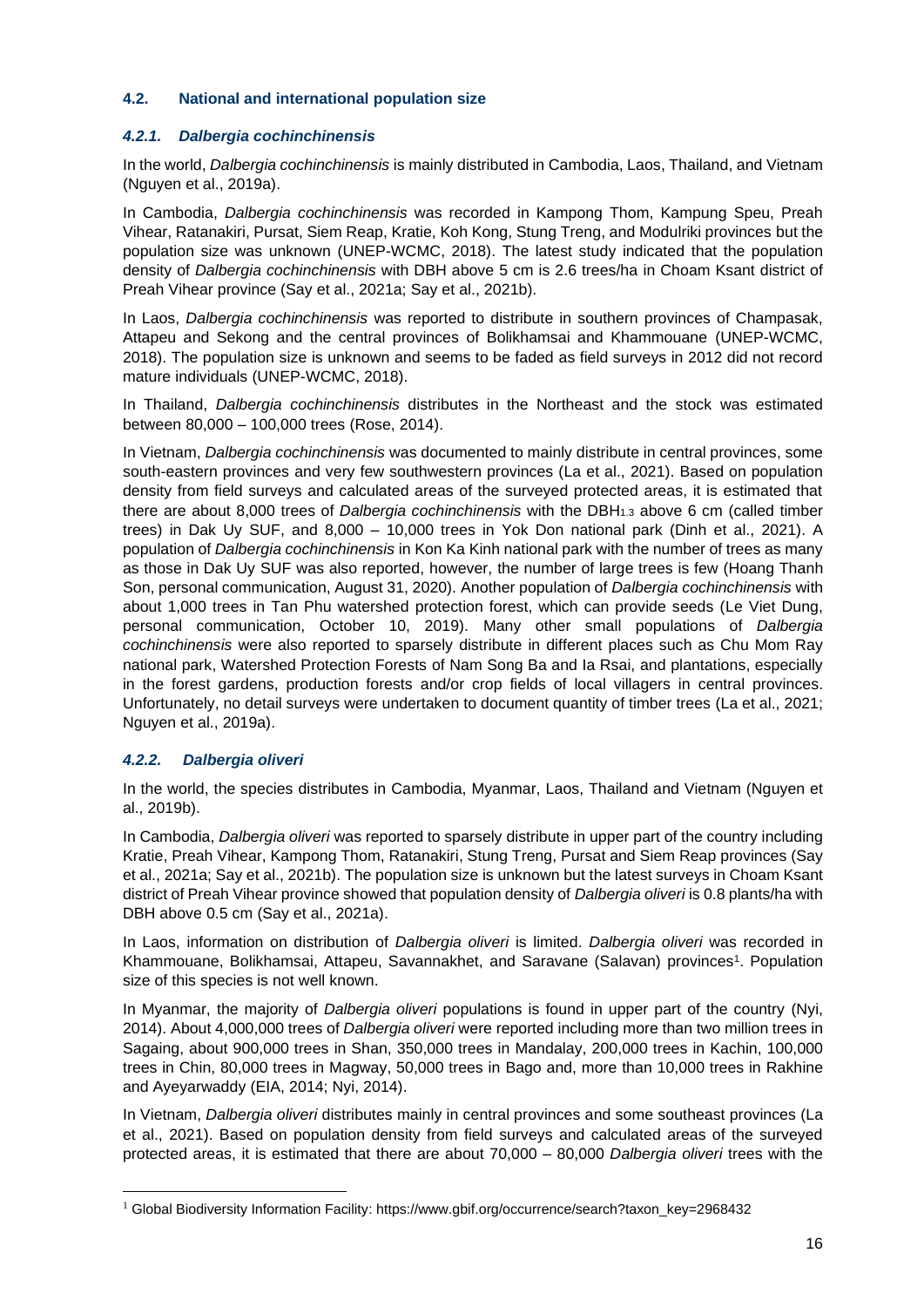### 4.2. National and international population size

#### *4.2.1. Dalbergia cochinchinensis*

In the world, *Dalbergia cochinchinensis* is mainly distributed in Cambodia, Laos, Thailand, and Vietnam (Nguyen et al., 2019a).

In Cambodia, *Dalbergia cochinchinensis* was recorded in Kampong Thom, Kampung Speu, Preah Vihear, Ratanakiri, Pursat, Siem Reap, Kratie, Koh Kong, Stung Treng, and Modulriki provinces but the population size was unknown (UNEP-WCMC, 2018). The latest study indicated that the population density of *Dalbergia cochinchinensis* with DBH above 5 cm is 2.6 trees/ha in Choam Ksant district of Preah Vihear province (Say et al., 2021a; Say et al., 2021b).

In Laos, *Dalbergia cochinchinensis* was reported to distribute in southern provinces of Champasak, Attapeu and Sekong and the central provinces of Bolikhamsai and Khammouane (UNEP-WCMC, 2018). The population size is unknown and seems to be faded as field surveys in 2012 did not record mature individuals (UNEP-WCMC, 2018).

In Thailand, *Dalbergia cochinchinensis* distributes in the Northeast and the stock was estimated between 80,000 – 100,000 trees (Rose, 2014).

In Vietnam, *Dalbergia cochinchinensis* was documented to mainly distribute in central provinces, some south-eastern provinces and very few southwestern provinces (La et al., 2021). Based on population density from field surveys and calculated areas of the surveyed protected areas, it is estimated that there are about 8,000 trees of *Dalbergia cochinchinensis* with the $DBH_{1.3}$ above 6 cm (called timber trees) in Dak Uy SUF, and 8,000 – 10,000 trees in Yok Don national park (Dinh et al., 2021). A population of *Dalbergia cochinchinensis* in Kon Ka Kinh national park with the number of trees as many as those in Dak Uy SUF was also reported, however, the number of large trees is few (Hoang Thanh Son, personal communication, August 31, 2020). Another population of *Dalbergia cochinchinensis* with about 1,000 trees in Tan Phu watershed protection forest, which can provide seeds (Le Viet Dung, personal communication, October 10, 2019). Many other small populations of *Dalbergia cochinchinensis* were also reported to sparsely distribute in different places such as Chu Mom Ray national park, Watershed Protection Forests of Nam Song Ba and Ia Rsai, and plantations, especially in the forest gardens, production forests and/or crop fields of local villagers in central provinces. Unfortunately, no detail surveys were undertaken to document quantity of timber trees (La et al., 2021; Nguyen et al., 2019a).

#### *4.2.2. Dalbergia oliveri*

In the world, the species distributes in Cambodia, Myanmar, Laos, Thailand and Vietnam (Nguyen et al., 2019b).

In Cambodia, *Dalbergia oliveri* was reported to sparsely distribute in upper part of the country including Kratie, Preah Vihear, Kampong Thom, Ratanakiri, Stung Treng, Pursat and Siem Reap provinces (Say et al., 2021a; Say et al., 2021b). The population size is unknown but the latest surveys in Choam Ksant district of Preah Vihear province showed that population density of *Dalbergia oliveri* is 0.8 plants/ha with DBH above 0.5 cm (Say et al., 2021a).

In Laos, information on distribution of *Dalbergia oliveri* is limited. *Dalbergia oliveri* was recorded in Khammouane, Bolikhamsai, Attapeu, Savannakhet, and Saravane (Salavan) provinces[1]. Population size of this species is not well known.

In Myanmar, the majority of *Dalbergia oliveri* populations is found in upper part of the country (Nyi, 2014). About 4,000,000 trees of *Dalbergia oliveri* were reported including more than two million trees in Sagaing, about 900,000 trees in Shan, 350,000 trees in Mandalay, 200,000 trees in Kachin, 100,000 trees in Chin, 80,000 trees in Magway, 50,000 trees in Bago and, more than 10,000 trees in Rakhine and Ayeyarwaddy (EIA, 2014; Nyi, 2014).

In Vietnam, *Dalbergia oliveri* distributes mainly in central provinces and some southeast provinces (La et al., 2021). Based on population density from field surveys and calculated areas of the surveyed protected areas, it is estimated that there are about 70,000 – 80,000 *Dalbergia oliveri* trees with the

---

[1] Global Biodiversity Information Facility: https://www.gbif.org/occurrence/search?taxon_key=2968432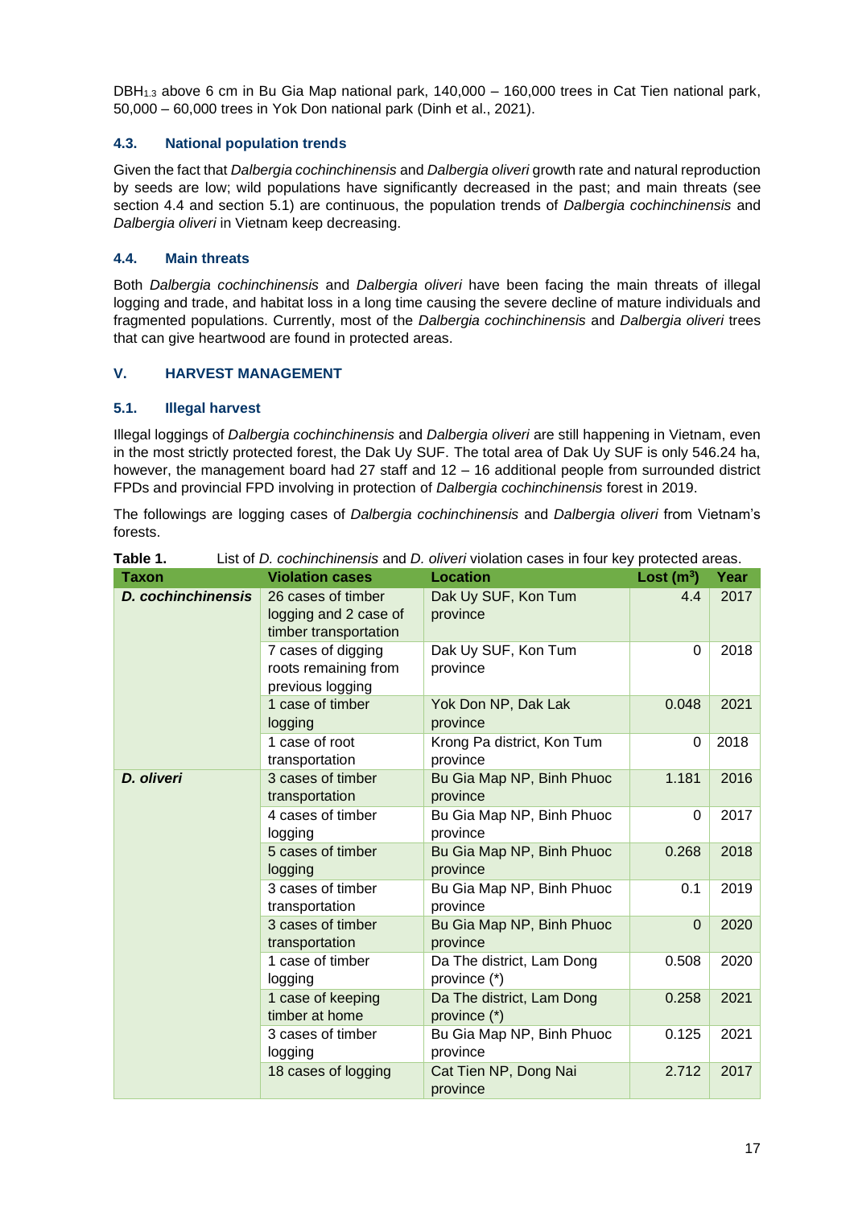DBH$_{1.3}$ above 6 cm in Bu Gia Map national park, 140,000 – 160,000 trees in Cat Tien national park, 50,000 – 60,000 trees in Yok Don national park (Dinh et al., 2021).

### 4.3. National population trends

Given the fact that *Dalbergia cochinchinensis* and *Dalbergia oliveri* growth rate and natural reproduction by seeds are low; wild populations have significantly decreased in the past; and main threats (see section 4.4 and section 5.1) are continuous, the population trends of *Dalbergia cochinchinensis* and *Dalbergia oliveri* in Vietnam keep decreasing.

### 4.4. Main threats

Both *Dalbergia cochinchinensis* and *Dalbergia oliveri* have been facing the main threats of illegal logging and trade, and habitat loss in a long time causing the severe decline of mature individuals and fragmented populations. Currently, most of the *Dalbergia cochinchinensis* and *Dalbergia oliveri* trees that can give heartwood are found in protected areas.

## V. HARVEST MANAGEMENT

### 5.1. Illegal harvest

Illegal loggings of *Dalbergia cochinchinensis* and *Dalbergia oliveri* are still happening in Vietnam, even in the most strictly protected forest, the Dak Uy SUF. The total area of Dak Uy SUF is only 546.24 ha, however, the management board had 27 staff and 12 – 16 additional people from surrounded district FPDs and provincial FPD involving in protection of *Dalbergia cochinchinensis* forest in 2019.

The followings are logging cases of *Dalbergia cochinchinensis* and *Dalbergia oliveri* from Vietnam's forests.

**Table 1.** List of *D. cochinchinensis* and *D. oliveri* violation cases in four key protected areas.

| Taxon | Violation cases | Location | Lost (m$^3$) | Year |
|---|---|---|---|---|
| ***D. cochinchinensis*** | 26 cases of timber logging and 2 case of timber transportation | Dak Uy SUF, Kon Tum province | 4.4 | 2017 |
| | 7 cases of digging roots remaining from previous logging | Dak Uy SUF, Kon Tum province | 0 | 2018 |
| | 1 case of timber logging | Yok Don NP, Dak Lak province | 0.048 | 2021 |
| | 1 case of root transportation | Krong Pa district, Kon Tum province | 0 | 2018 |
| ***D. oliveri*** | 3 cases of timber transportation | Bu Gia Map NP, Binh Phuoc province | 1.181 | 2016 |
| | 4 cases of timber logging | Bu Gia Map NP, Binh Phuoc province | 0 | 2017 |
| | 5 cases of timber logging | Bu Gia Map NP, Binh Phuoc province | 0.268 | 2018 |
| | 3 cases of timber transportation | Bu Gia Map NP, Binh Phuoc province | 0.1 | 2019 |
| | 3 cases of timber transportation | Bu Gia Map NP, Binh Phuoc province | 0 | 2020 |
| | 1 case of timber logging | Da The district, Lam Dong province (*) | 0.508 | 2020 |
| | 1 case of keeping timber at home | Da The district, Lam Dong province (*) | 0.258 | 2021 |
| | 3 cases of timber logging | Bu Gia Map NP, Binh Phuoc province | 0.125 | 2021 |
| | 18 cases of logging | Cat Tien NP, Dong Nai province | 2.712 | 2017 |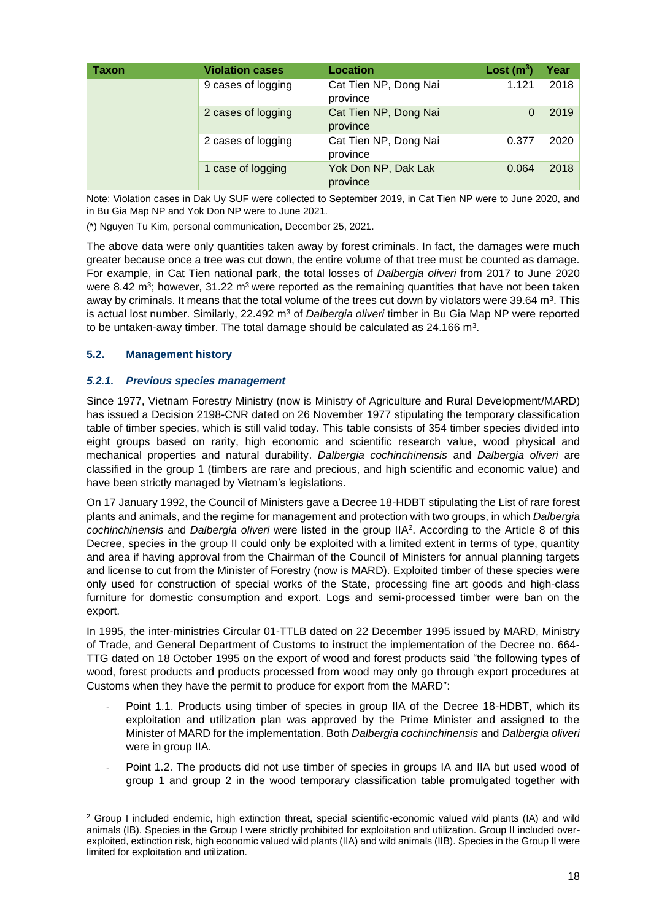| Taxon | Violation cases | Location | Lost ($m^3$) | Year |
|---|---|---|---|---|
| | 9 cases of logging | Cat Tien NP, Dong Nai province | 1.121 | 2018 |
| | 2 cases of logging | Cat Tien NP, Dong Nai province | 0 | 2019 |
| | 2 cases of logging | Cat Tien NP, Dong Nai province | 0.377 | 2020 |
| | 1 case of logging | Yok Don NP, Dak Lak province | 0.064 | 2018 |

Note: Violation cases in Dak Uy SUF were collected to September 2019, in Cat Tien NP were to June 2020, and in Bu Gia Map NP and Yok Don NP were to June 2021.

(*) Nguyen Tu Kim, personal communication, December 25, 2021.

The above data were only quantities taken away by forest criminals. In fact, the damages were much greater because once a tree was cut down, the entire volume of that tree must be counted as damage. For example, in Cat Tien national park, the total losses of *Dalbergia oliveri* from 2017 to June 2020 were 8.42 $m^3$; however, 31.22 $m^3$ were reported as the remaining quantities that have not been taken away by criminals. It means that the total volume of the trees cut down by violators were 39.64 $m^3$. This is actual lost number. Similarly, 22.492 $m^3$ of *Dalbergia oliveri* timber in Bu Gia Map NP were reported to be untaken-away timber. The total damage should be calculated as 24.166 $m^3$.

### 5.2. Management history

#### *5.2.1. Previous species management*

Since 1977, Vietnam Forestry Ministry (now is Ministry of Agriculture and Rural Development/MARD) has issued a Decision 2198-CNR dated on 26 November 1977 stipulating the temporary classification table of timber species, which is still valid today. This table consists of 354 timber species divided into eight groups based on rarity, high economic and scientific research value, wood physical and mechanical properties and natural durability. *Dalbergia cochinchinensis* and *Dalbergia oliveri* are classified in the group 1 (timbers are rare and precious, and high scientific and economic value) and have been strictly managed by Vietnam's legislations.

On 17 January 1992, the Council of Ministers gave a Decree 18-HDBT stipulating the List of rare forest plants and animals, and the regime for management and protection with two groups, in which *Dalbergia cochinchinensis* and *Dalbergia oliveri* were listed in the group IIA[2]. According to the Article 8 of this Decree, species in the group II could only be exploited with a limited extent in terms of type, quantity and area if having approval from the Chairman of the Council of Ministers for annual planning targets and license to cut from the Minister of Forestry (now is MARD). Exploited timber of these species were only used for construction of special works of the State, processing fine art goods and high-class furniture for domestic consumption and export. Logs and semi-processed timber were ban on the export.

In 1995, the inter-ministries Circular 01-TTLB dated on 22 December 1995 issued by MARD, Ministry of Trade, and General Department of Customs to instruct the implementation of the Decree no. 664-TTG dated on 18 October 1995 on the export of wood and forest products said "the following types of wood, forest products and products processed from wood may only go through export procedures at Customs when they have the permit to produce for export from the MARD":

- Point 1.1. Products using timber of species in group IIA of the Decree 18-HDBT, which its exploitation and utilization plan was approved by the Prime Minister and assigned to the Minister of MARD for the implementation. Both *Dalbergia cochinchinensis* and *Dalbergia oliveri* were in group IIA.
- Point 1.2. The products did not use timber of species in groups IA and IIA but used wood of group 1 and group 2 in the wood temporary classification table promulgated together with

[2] Group I included endemic, high extinction threat, special scientific-economic valued wild plants (IA) and wild animals (IB). Species in the Group I were strictly prohibited for exploitation and utilization. Group II included over-exploited, extinction risk, high economic valued wild plants (IIA) and wild animals (IIB). Species in the Group II were limited for exploitation and utilization.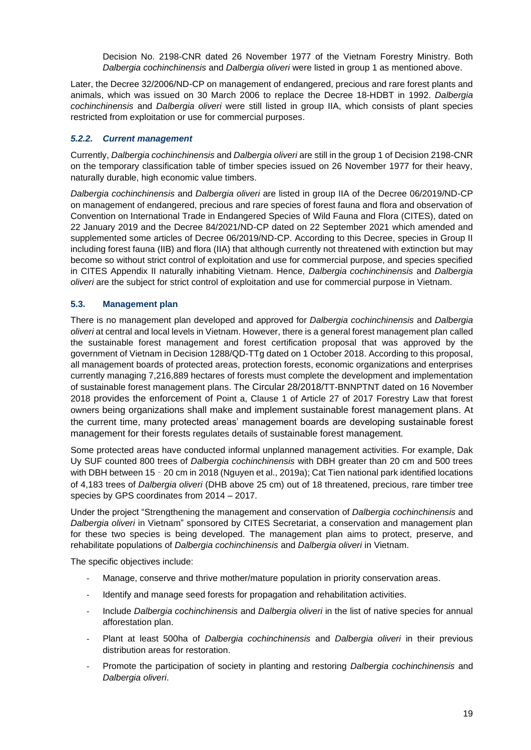Decision No. 2198-CNR dated 26 November 1977 of the Vietnam Forestry Ministry. Both *Dalbergia cochinchinensis* and *Dalbergia oliveri* were listed in group 1 as mentioned above.

Later, the Decree 32/2006/ND-CP on management of endangered, precious and rare forest plants and animals, which was issued on 30 March 2006 to replace the Decree 18-HDBT in 1992. *Dalbergia cochinchinensis* and *Dalbergia oliveri* were still listed in group IIA, which consists of plant species restricted from exploitation or use for commercial purposes.

#### *5.2.2. Current management*

Currently, *Dalbergia cochinchinensis* and *Dalbergia oliveri* are still in the group 1 of Decision 2198-CNR on the temporary classification table of timber species issued on 26 November 1977 for their heavy, naturally durable, high economic value timbers.

*Dalbergia cochinchinensis* and *Dalbergia oliveri* are listed in group IIA of the Decree 06/2019/ND-CP on management of endangered, precious and rare species of forest fauna and flora and observation of Convention on International Trade in Endangered Species of Wild Fauna and Flora (CITES), dated on 22 January 2019 and the Decree 84/2021/ND-CP dated on 22 September 2021 which amended and supplemented some articles of Decree 06/2019/ND-CP. According to this Decree, species in Group II including forest fauna (IIB) and flora (IIA) that although currently not threatened with extinction but may become so without strict control of exploitation and use for commercial purpose, and species specified in CITES Appendix II naturally inhabiting Vietnam. Hence, *Dalbergia cochinchinensis* and *Dalbergia oliveri* are the subject for strict control of exploitation and use for commercial purpose in Vietnam.

### 5.3. Management plan

There is no management plan developed and approved for *Dalbergia cochinchinensis* and *Dalbergia oliveri* at central and local levels in Vietnam. However, there is a general forest management plan called the sustainable forest management and forest certification proposal that was approved by the government of Vietnam in Decision 1288/QD-TTg dated on 1 October 2018. According to this proposal, all management boards of protected areas, protection forests, economic organizations and enterprises currently managing 7,216,889 hectares of forests must complete the development and implementation of sustainable forest management plans. The Circular 28/2018/TT-BNNPTNT dated on 16 November 2018 provides the enforcement of Point a, Clause 1 of Article 27 of 2017 Forestry Law that forest owners being organizations shall make and implement sustainable forest management plans. At the current time, many protected areas' management boards are developing sustainable forest management for their forests regulates details of sustainable forest management.

Some protected areas have conducted informal unplanned management activities. For example, Dak Uy SUF counted 800 trees of *Dalbergia cochinchinensis* with DBH greater than 20 cm and 500 trees with DBH between 15 ‑ 20 cm in 2018 (Nguyen et al., 2019a); Cat Tien national park identified locations of 4,183 trees of *Dalbergia oliveri* (DHB above 25 cm) out of 18 threatened, precious, rare timber tree species by GPS coordinates from 2014 – 2017.

Under the project "Strengthening the management and conservation of *Dalbergia cochinchinensis* and *Dalbergia oliveri* in Vietnam" sponsored by CITES Secretariat, a conservation and management plan for these two species is being developed. The management plan aims to protect, preserve, and rehabilitate populations of *Dalbergia cochinchinensis* and *Dalbergia oliveri* in Vietnam.

The specific objectives include:

- Manage, conserve and thrive mother/mature population in priority conservation areas.
- Identify and manage seed forests for propagation and rehabilitation activities.
- Include *Dalbergia cochinchinensis* and *Dalbergia oliveri* in the list of native species for annual afforestation plan.
- Plant at least 500ha of *Dalbergia cochinchinensis* and *Dalbergia oliveri* in their previous distribution areas for restoration.
- Promote the participation of society in planting and restoring *Dalbergia cochinchinensis* and *Dalbergia oliveri*.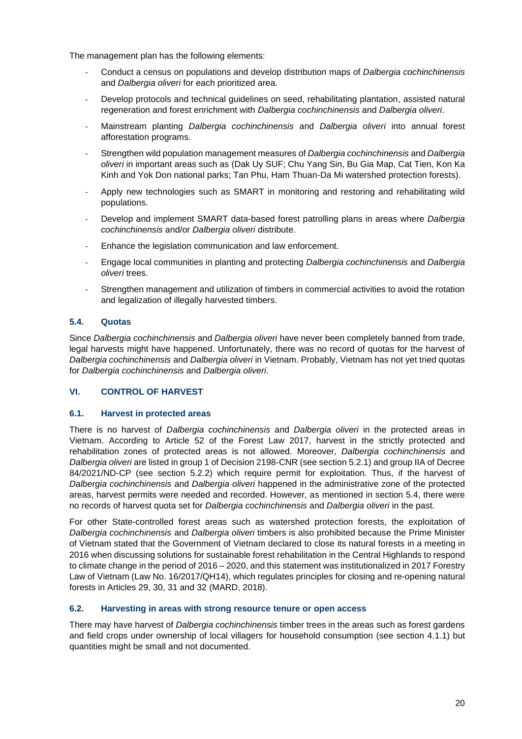The management plan has the following elements:

- Conduct a census on populations and develop distribution maps of *Dalbergia cochinchinensis* and *Dalbergia oliveri* for each prioritized area.
- Develop protocols and technical guidelines on seed, rehabilitating plantation, assisted natural regeneration and forest enrichment with *Dalbergia cochinchinensis* and *Dalbergia oliveri*.
- Mainstream planting *Dalbergia cochinchinensis* and *Dalbergia oliveri* into annual forest afforestation programs.
- Strengthen wild population management measures of *Dalbergia cochinchinensis* and *Dalbergia oliveri* in important areas such as (Dak Uy SUF; Chu Yang Sin, Bu Gia Map, Cat Tien, Kon Ka Kinh and Yok Don national parks; Tan Phu, Ham Thuan-Da Mi watershed protection forests).
- Apply new technologies such as SMART in monitoring and restoring and rehabilitating wild populations.
- Develop and implement SMART data-based forest patrolling plans in areas where *Dalbergia cochinchinensis* and/or *Dalbergia oliveri* distribute.
- Enhance the legislation communication and law enforcement.
- Engage local communities in planting and protecting *Dalbergia cochinchinensis* and *Dalbergia oliveri* trees.
- Strengthen management and utilization of timbers in commercial activities to avoid the rotation and legalization of illegally harvested timbers.

### 5.4. Quotas

Since *Dalbergia cochinchinensis* and *Dalbergia oliveri* have never been completely banned from trade, legal harvests might have happened. Unfortunately, there was no record of quotas for the harvest of *Dalbergia cochinchinensis* and *Dalbergia oliveri* in Vietnam. Probably, Vietnam has not yet tried quotas for *Dalbergia cochinchinensis* and *Dalbergia oliveri*.

## VI. CONTROL OF HARVEST

### 6.1. Harvest in protected areas

There is no harvest of *Dalbergia cochinchinensis* and *Dalbergia oliveri* in the protected areas in Vietnam. According to Article 52 of the Forest Law 2017, harvest in the strictly protected and rehabilitation zones of protected areas is not allowed. Moreover, *Dalbergia cochinchinensis* and *Dalbergia oliveri* are listed in group 1 of Decision 2198-CNR (see section 5.2.1) and group IIA of Decree 84/2021/ND-CP (see section 5.2.2) which require permit for exploitation. Thus, if the harvest of *Dalbergia cochinchinensis* and *Dalbergia oliveri* happened in the administrative zone of the protected areas, harvest permits were needed and recorded. However, as mentioned in section 5.4, there were no records of harvest quota set for *Dalbergia cochinchinensis* and *Dalbergia oliveri* in the past.

For other State-controlled forest areas such as watershed protection forests, the exploitation of *Dalbergia cochinchinensis* and *Dalbergia oliveri* timbers is also prohibited because the Prime Minister of Vietnam stated that the Government of Vietnam declared to close its natural forests in a meeting in 2016 when discussing solutions for sustainable forest rehabilitation in the Central Highlands to respond to climate change in the period of 2016 – 2020, and this statement was institutionalized in 2017 Forestry Law of Vietnam (Law No. 16/2017/QH14), which regulates principles for closing and re-opening natural forests in Articles 29, 30, 31 and 32 (MARD, 2018).

### 6.2. Harvesting in areas with strong resource tenure or open access

There may have harvest of *Dalbergia cochinchinensis* timber trees in the areas such as forest gardens and field crops under ownership of local villagers for household consumption (see section 4.1.1) but quantities might be small and not documented.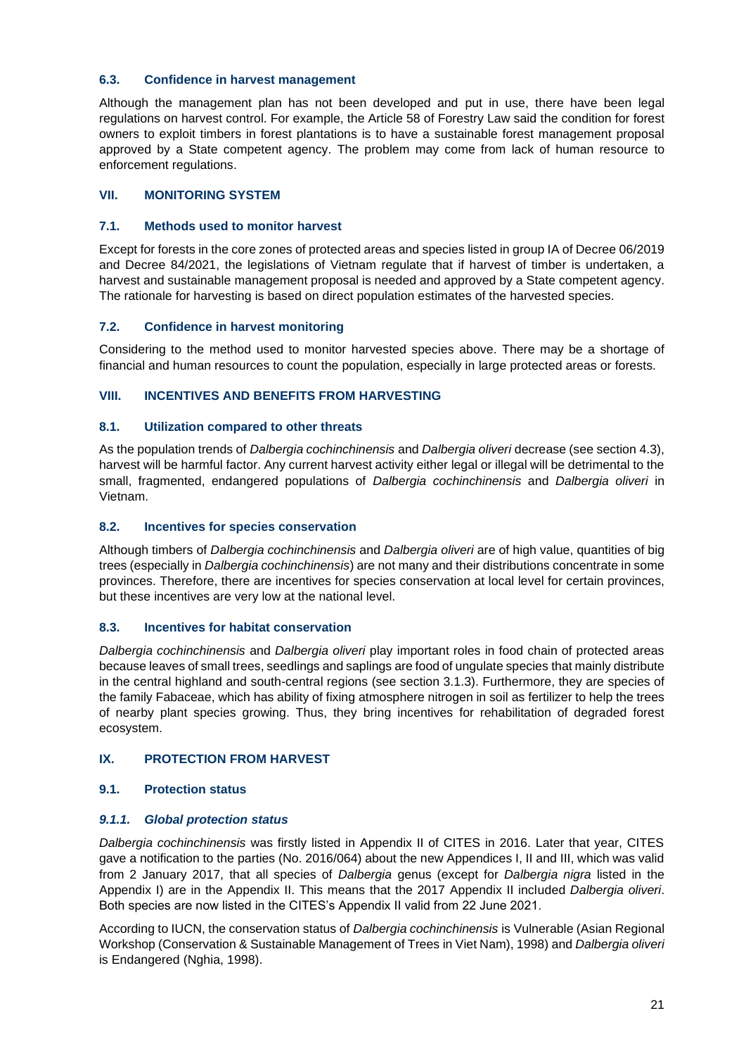### 6.3. Confidence in harvest management

Although the management plan has not been developed and put in use, there have been legal regulations on harvest control. For example, the Article 58 of Forestry Law said the condition for forest owners to exploit timbers in forest plantations is to have a sustainable forest management proposal approved by a State competent agency. The problem may come from lack of human resource to enforcement regulations.

## VII. MONITORING SYSTEM

### 7.1. Methods used to monitor harvest

Except for forests in the core zones of protected areas and species listed in group IA of Decree 06/2019 and Decree 84/2021, the legislations of Vietnam regulate that if harvest of timber is undertaken, a harvest and sustainable management proposal is needed and approved by a State competent agency. The rationale for harvesting is based on direct population estimates of the harvested species.

### 7.2. Confidence in harvest monitoring

Considering to the method used to monitor harvested species above. There may be a shortage of financial and human resources to count the population, especially in large protected areas or forests.

## VIII. INCENTIVES AND BENEFITS FROM HARVESTING

### 8.1. Utilization compared to other threats

As the population trends of *Dalbergia cochinchinensis* and *Dalbergia oliveri* decrease (see section 4.3), harvest will be harmful factor. Any current harvest activity either legal or illegal will be detrimental to the small, fragmented, endangered populations of *Dalbergia cochinchinensis* and *Dalbergia oliveri* in Vietnam.

### 8.2. Incentives for species conservation

Although timbers of *Dalbergia cochinchinensis* and *Dalbergia oliveri* are of high value, quantities of big trees (especially in *Dalbergia cochinchinensis*) are not many and their distributions concentrate in some provinces. Therefore, there are incentives for species conservation at local level for certain provinces, but these incentives are very low at the national level.

### 8.3. Incentives for habitat conservation

*Dalbergia cochinchinensis* and *Dalbergia oliveri* play important roles in food chain of protected areas because leaves of small trees, seedlings and saplings are food of ungulate species that mainly distribute in the central highland and south-central regions (see section 3.1.3). Furthermore, they are species of the family Fabaceae, which has ability of fixing atmosphere nitrogen in soil as fertilizer to help the trees of nearby plant species growing. Thus, they bring incentives for rehabilitation of degraded forest ecosystem.

## IX. PROTECTION FROM HARVEST

### 9.1. Protection status

#### *9.1.1. Global protection status*

*Dalbergia cochinchinensis* was firstly listed in Appendix II of CITES in 2016. Later that year, CITES gave a notification to the parties (No. 2016/064) about the new Appendices I, II and III, which was valid from 2 January 2017, that all species of *Dalbergia* genus (except for *Dalbergia nigra* listed in the Appendix I) are in the Appendix II. This means that the 2017 Appendix II included *Dalbergia oliveri*. Both species are now listed in the CITES's Appendix II valid from 22 June 2021.

According to IUCN, the conservation status of *Dalbergia cochinchinensis* is Vulnerable (Asian Regional Workshop (Conservation & Sustainable Management of Trees in Viet Nam), 1998) and *Dalbergia oliveri* is Endangered (Nghia, 1998).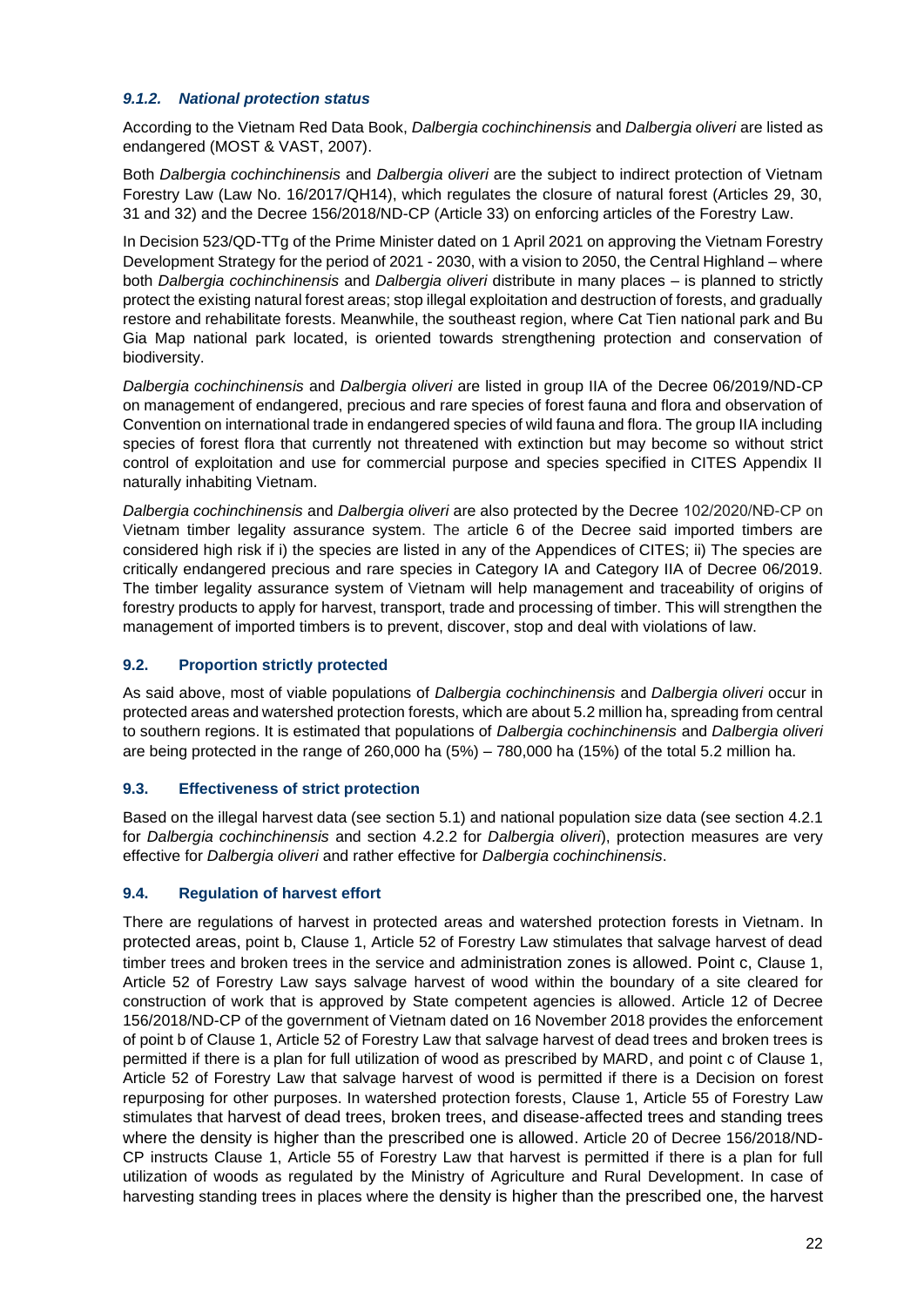#### *9.1.2. National protection status*

According to the Vietnam Red Data Book, *Dalbergia cochinchinensis* and *Dalbergia oliveri* are listed as endangered (MOST & VAST, 2007).

Both *Dalbergia cochinchinensis* and *Dalbergia oliveri* are the subject to indirect protection of Vietnam Forestry Law (Law No. 16/2017/QH14), which regulates the closure of natural forest (Articles 29, 30, 31 and 32) and the Decree 156/2018/ND-CP (Article 33) on enforcing articles of the Forestry Law.

In Decision 523/QD-TTg of the Prime Minister dated on 1 April 2021 on approving the Vietnam Forestry Development Strategy for the period of 2021 - 2030, with a vision to 2050, the Central Highland – where both *Dalbergia cochinchinensis* and *Dalbergia oliveri* distribute in many places – is planned to strictly protect the existing natural forest areas; stop illegal exploitation and destruction of forests, and gradually restore and rehabilitate forests. Meanwhile, the southeast region, where Cat Tien national park and Bu Gia Map national park located, is oriented towards strengthening protection and conservation of biodiversity.

*Dalbergia cochinchinensis* and *Dalbergia oliveri* are listed in group IIA of the Decree 06/2019/ND-CP on management of endangered, precious and rare species of forest fauna and flora and observation of Convention on international trade in endangered species of wild fauna and flora. The group IIA including species of forest flora that currently not threatened with extinction but may become so without strict control of exploitation and use for commercial purpose and species specified in CITES Appendix II naturally inhabiting Vietnam.

*Dalbergia cochinchinensis* and *Dalbergia oliveri* are also protected by the Decree 102/2020/NĐ-CP on Vietnam timber legality assurance system. The article 6 of the Decree said imported timbers are considered high risk if i) the species are listed in any of the Appendices of CITES; ii) The species are critically endangered precious and rare species in Category IA and Category IIA of Decree 06/2019. The timber legality assurance system of Vietnam will help management and traceability of origins of forestry products to apply for harvest, transport, trade and processing of timber. This will strengthen the management of imported timbers is to prevent, discover, stop and deal with violations of law.

### 9.2. Proportion strictly protected

As said above, most of viable populations of *Dalbergia cochinchinensis* and *Dalbergia oliveri* occur in protected areas and watershed protection forests, which are about 5.2 million ha, spreading from central to southern regions. It is estimated that populations of *Dalbergia cochinchinensis* and *Dalbergia oliveri* are being protected in the range of 260,000 ha (5%) – 780,000 ha (15%) of the total 5.2 million ha.

### 9.3. Effectiveness of strict protection

Based on the illegal harvest data (see section 5.1) and national population size data (see section 4.2.1 for *Dalbergia cochinchinensis* and section 4.2.2 for *Dalbergia oliveri*), protection measures are very effective for *Dalbergia oliveri* and rather effective for *Dalbergia cochinchinensis*.

### 9.4. Regulation of harvest effort

There are regulations of harvest in protected areas and watershed protection forests in Vietnam. In protected areas, point b, Clause 1, Article 52 of Forestry Law stimulates that salvage harvest of dead timber trees and broken trees in the service and administration zones is allowed. Point c, Clause 1, Article 52 of Forestry Law says salvage harvest of wood within the boundary of a site cleared for construction of work that is approved by State competent agencies is allowed. Article 12 of Decree 156/2018/ND-CP of the government of Vietnam dated on 16 November 2018 provides the enforcement of point b of Clause 1, Article 52 of Forestry Law that salvage harvest of dead trees and broken trees is permitted if there is a plan for full utilization of wood as prescribed by MARD, and point c of Clause 1, Article 52 of Forestry Law that salvage harvest of wood is permitted if there is a Decision on forest repurposing for other purposes. In watershed protection forests, Clause 1, Article 55 of Forestry Law stimulates that harvest of dead trees, broken trees, and disease-affected trees and standing trees where the density is higher than the prescribed one is allowed. Article 20 of Decree 156/2018/ND-CP instructs Clause 1, Article 55 of Forestry Law that harvest is permitted if there is a plan for full utilization of woods as regulated by the Ministry of Agriculture and Rural Development. In case of harvesting standing trees in places where the density is higher than the prescribed one, the harvest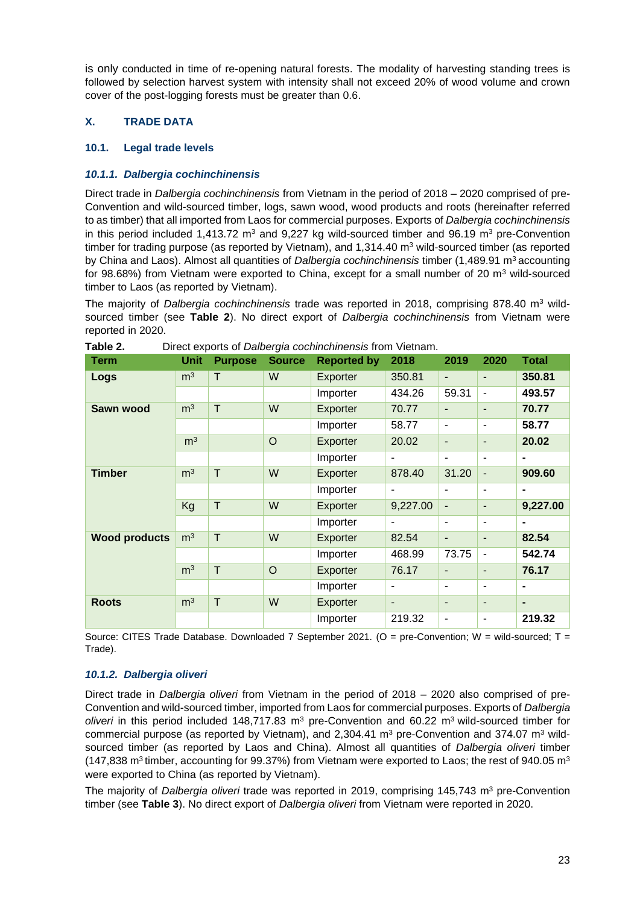is only conducted in time of re-opening natural forests. The modality of harvesting standing trees is followed by selection harvest system with intensity shall not exceed 20% of wood volume and crown cover of the post-logging forests must be greater than 0.6.

## X. TRADE DATA

### 10.1. Legal trade levels

#### *10.1.1. Dalbergia cochinchinensis*

Direct trade in *Dalbergia cochinchinensis* from Vietnam in the period of 2018 – 2020 comprised of pre-Convention and wild-sourced timber, logs, sawn wood, wood products and roots (hereinafter referred to as timber) that all imported from Laos for commercial purposes. Exports of *Dalbergia cochinchinensis* in this period included 1,413.72 m³ and 9,227 kg wild-sourced timber and 96.19 m³ pre-Convention timber for trading purpose (as reported by Vietnam), and 1,314.40 m³ wild-sourced timber (as reported by China and Laos). Almost all quantities of *Dalbergia cochinchinensis* timber (1,489.91 m³ accounting for 98.68%) from Vietnam were exported to China, except for a small number of 20 m³ wild-sourced timber to Laos (as reported by Vietnam).

The majority of *Dalbergia cochinchinensis* trade was reported in 2018, comprising 878.40 m³ wild-sourced timber (see **Table 2**). No direct export of *Dalbergia cochinchinensis* from Vietnam were reported in 2020.

**Table 2.** Direct exports of *Dalbergia cochinchinensis* from Vietnam.

| Term | Unit | Purpose | Source | Reported by | 2018 | 2019 | 2020 | Total |
|---|---|---|---|---|---|---|---|---|
| **Logs** | m³ | T | W | Exporter | 350.81 | - | - | **350.81** |
| | | | | Importer | 434.26 | 59.31 | - | **493.57** |
| **Sawn wood** | m³ | T | W | Exporter | 70.77 | - | - | **70.77** |
| | | | | Importer | 58.77 | - | - | **58.77** |
| | m³ | | O | Exporter | 20.02 | - | - | **20.02** |
| | | | | Importer | - | - | - | **-** |
| **Timber** | m³ | T | W | Exporter | 878.40 | 31.20 | - | **909.60** |
| | | | | Importer | - | - | - | **-** |
| | Kg | T | W | Exporter | 9,227.00 | - | - | **9,227.00** |
| | | | | Importer | - | - | - | **-** |
| **Wood products** | m³ | T | W | Exporter | 82.54 | - | - | **82.54** |
| | | | | Importer | 468.99 | 73.75 | - | **542.74** |
| | m³ | T | O | Exporter | 76.17 | - | - | **76.17** |
| | | | | Importer | - | - | - | **-** |
| **Roots** | m³ | T | W | Exporter | - | - | - | **-** |
| | | | | Importer | 219.32 | - | - | **219.32** |

Source: CITES Trade Database. Downloaded 7 September 2021. (O = pre-Convention; W = wild-sourced; T = Trade).

#### *10.1.2. Dalbergia oliveri*

Direct trade in *Dalbergia oliveri* from Vietnam in the period of 2018 – 2020 also comprised of pre-Convention and wild-sourced timber, imported from Laos for commercial purposes. Exports of *Dalbergia oliveri* in this period included 148,717.83 m³ pre-Convention and 60.22 m³ wild-sourced timber for commercial purpose (as reported by Vietnam), and 2,304.41 m³ pre-Convention and 374.07 m³ wild-sourced timber (as reported by Laos and China). Almost all quantities of *Dalbergia oliveri* timber (147,838 m³ timber, accounting for 99.37%) from Vietnam were exported to Laos; the rest of 940.05 m³ were exported to China (as reported by Vietnam).

The majority of *Dalbergia oliveri* trade was reported in 2019, comprising 145,743 m³ pre-Convention timber (see **Table 3**). No direct export of *Dalbergia oliveri* from Vietnam were reported in 2020.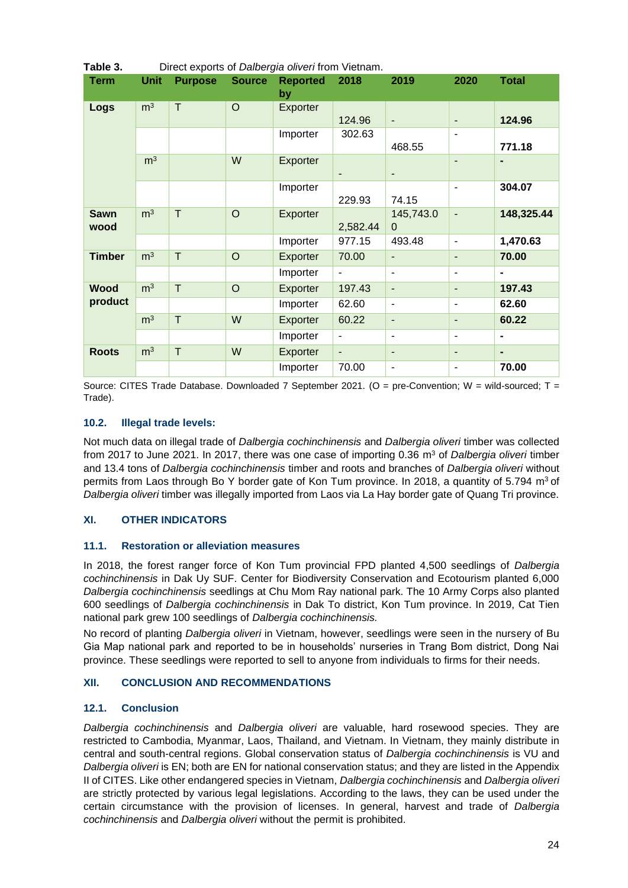**Table 3.** Direct exports of *Dalbergia oliveri* from Vietnam.

| Term | Unit | Purpose | Source | Reported by | 2018 | 2019 | 2020 | Total |
|---|---|---|---|---|---|---|---|---|
| **Logs** | $m^3$ | T | O | Exporter | 124.96 | - | - | **124.96** |
| | | | | Importer | 302.63 | 468.55 | - | **771.18** |
| | $m^3$ | | W | Exporter | - | - | - | **-** |
| | | | | Importer | 229.93 | 74.15 | - | **304.07** |
| **Sawn wood** | $m^3$ | T | O | Exporter | 2,582.44 | 145,743.00 | - | **148,325.44** |
| | | | | Importer | 977.15 | 493.48 | - | **1,470.63** |
| **Timber** | $m^3$ | T | O | Exporter | 70.00 | - | - | **70.00** |
| | | | | Importer | - | - | - | **-** |
| **Wood product** | $m^3$ | T | O | Exporter | 197.43 | - | - | **197.43** |
| | | | | Importer | 62.60 | - | - | **62.60** |
| | $m^3$ | T | W | Exporter | 60.22 | - | - | **60.22** |
| | | | | Importer | - | - | - | **-** |
| **Roots** | $m^3$ | T | W | Exporter | - | - | - | **-** |
| | | | | Importer | 70.00 | - | - | **70.00** |

Source: CITES Trade Database. Downloaded 7 September 2021. (O = pre-Convention; W = wild-sourced; T = Trade).

### 10.2. Illegal trade levels:

Not much data on illegal trade of *Dalbergia cochinchinensis* and *Dalbergia oliveri* timber was collected from 2017 to June 2021. In 2017, there was one case of importing 0.36 $m^3$ of *Dalbergia oliveri* timber and 13.4 tons of *Dalbergia cochinchinensis* timber and roots and branches of *Dalbergia oliveri* without permits from Laos through Bo Y border gate of Kon Tum province. In 2018, a quantity of 5.794 $m^3$ of *Dalbergia oliveri* timber was illegally imported from Laos via La Hay border gate of Quang Tri province.

## XI. OTHER INDICATORS

### 11.1. Restoration or alleviation measures

In 2018, the forest ranger force of Kon Tum provincial FPD planted 4,500 seedlings of *Dalbergia cochinchinensis* in Dak Uy SUF. Center for Biodiversity Conservation and Ecotourism planted 6,000 *Dalbergia cochinchinensis* seedlings at Chu Mom Ray national park. The 10 Army Corps also planted 600 seedlings of *Dalbergia cochinchinensis* in Dak To district, Kon Tum province. In 2019, Cat Tien national park grew 100 seedlings of *Dalbergia cochinchinensis.*

No record of planting *Dalbergia oliveri* in Vietnam, however, seedlings were seen in the nursery of Bu Gia Map national park and reported to be in households' nurseries in Trang Bom district, Dong Nai province. These seedlings were reported to sell to anyone from individuals to firms for their needs.

## XII. CONCLUSION AND RECOMMENDATIONS

### 12.1. Conclusion

*Dalbergia cochinchinensis* and *Dalbergia oliveri* are valuable, hard rosewood species. They are restricted to Cambodia, Myanmar, Laos, Thailand, and Vietnam. In Vietnam, they mainly distribute in central and south-central regions. Global conservation status of *Dalbergia cochinchinensis* is VU and *Dalbergia oliveri* is EN; both are EN for national conservation status; and they are listed in the Appendix II of CITES. Like other endangered species in Vietnam, *Dalbergia cochinchinensis* and *Dalbergia oliveri* are strictly protected by various legal legislations. According to the laws, they can be used under the certain circumstance with the provision of licenses. In general, harvest and trade of *Dalbergia cochinchinensis* and *Dalbergia oliveri* without the permit is prohibited.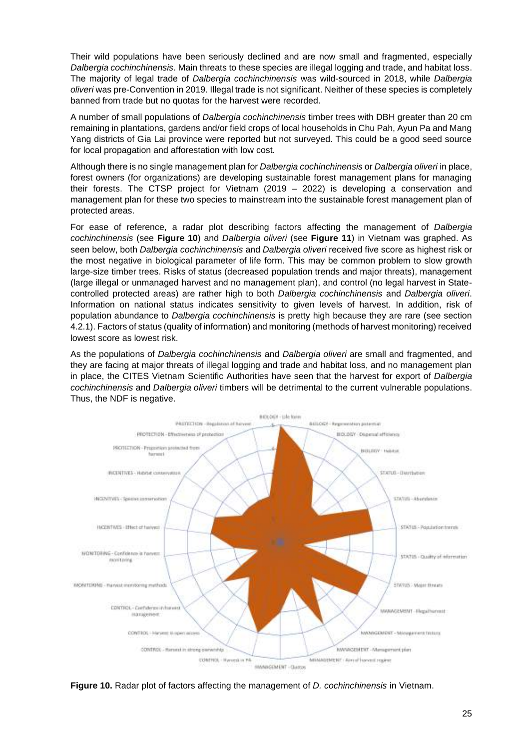Their wild populations have been seriously declined and are now small and fragmented, especially *Dalbergia cochinchinensis*. Main threats to these species are illegal logging and trade, and habitat loss. The majority of legal trade of *Dalbergia cochinchinensis* was wild-sourced in 2018, while *Dalbergia oliveri* was pre-Convention in 2019. Illegal trade is not significant. Neither of these species is completely banned from trade but no quotas for the harvest were recorded.

A number of small populations of *Dalbergia cochinchinensis* timber trees with DBH greater than 20 cm remaining in plantations, gardens and/or field crops of local households in Chu Pah, Ayun Pa and Mang Yang districts of Gia Lai province were reported but not surveyed. This could be a good seed source for local propagation and afforestation with low cost.

Although there is no single management plan for *Dalbergia cochinchinensis* or *Dalbergia oliveri* in place, forest owners (for organizations) are developing sustainable forest management plans for managing their forests. The CTSP project for Vietnam (2019 – 2022) is developing a conservation and management plan for these two species to mainstream into the sustainable forest management plan of protected areas.

For ease of reference, a radar plot describing factors affecting the management of *Dalbergia cochinchinensis* (see **Figure 10**) and *Dalbergia oliveri* (see **Figure 11**) in Vietnam was graphed. As seen below, both *Dalbergia cochinchinensis* and *Dalbergia oliveri* received five score as highest risk or the most negative in biological parameter of life form. This may be common problem to slow growth large-size timber trees. Risks of status (decreased population trends and major threats), management (large illegal or unmanaged harvest and no management plan), and control (no legal harvest in State-controlled protected areas) are rather high to both *Dalbergia cochinchinensis* and *Dalbergia oliveri*. Information on national status indicates sensitivity to given levels of harvest. In addition, risk of population abundance to *Dalbergia cochinchinensis* is pretty high because they are rare (see section 4.2.1). Factors of status (quality of information) and monitoring (methods of harvest monitoring) received lowest score as lowest risk.

As the populations of *Dalbergia cochinchinensis* and *Dalbergia oliveri* are small and fragmented, and they are facing at major threats of illegal logging and trade and habitat loss, and no management plan in place, the CITES Vietnam Scientific Authorities have seen that the harvest for export of *Dalbergia cochinchinensis* and *Dalbergia oliveri* timbers will be detrimental to the current vulnerable populations. Thus, the NDF is negative.

**Figure 10.** Radar plot of factors affecting the management of *D. cochinchinensis* in Vietnam.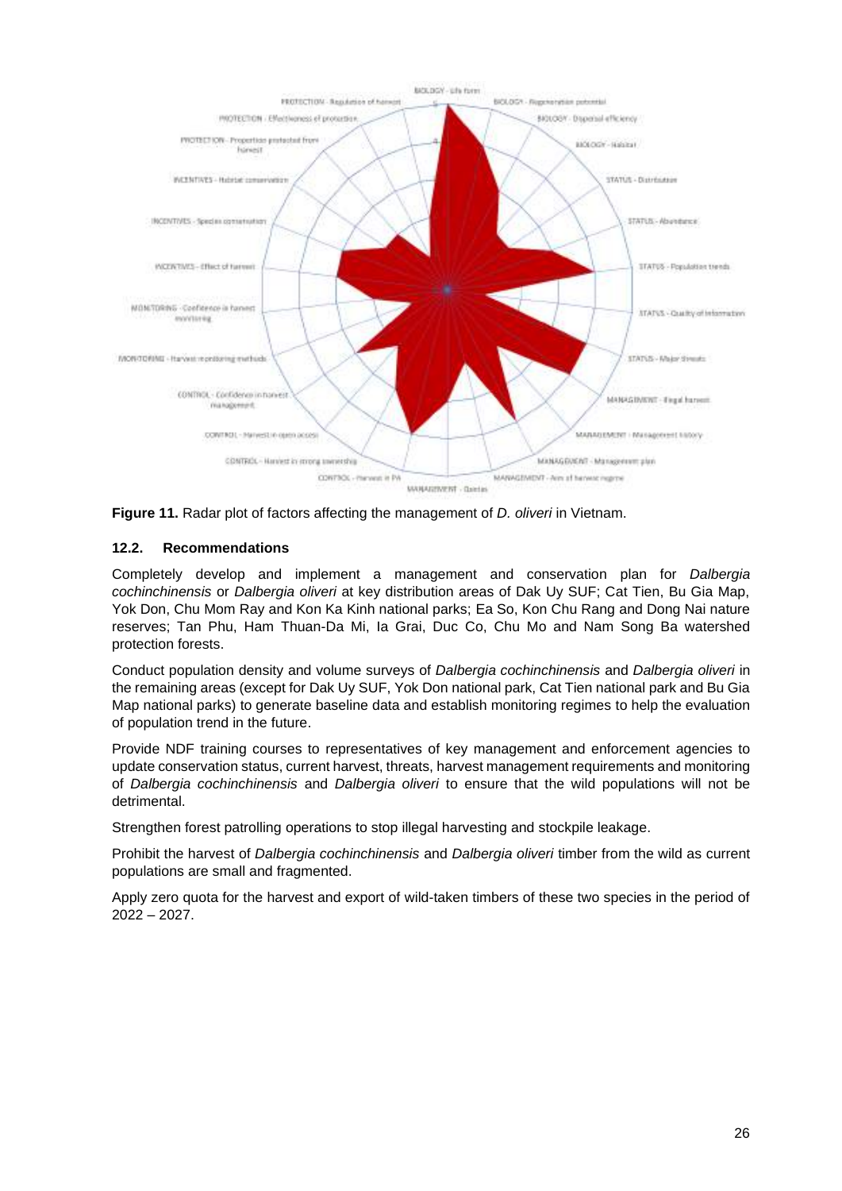**Figure 11.** Radar plot of factors affecting the management of *D. oliveri* in Vietnam.

### 12.2. Recommendations

Completely develop and implement a management and conservation plan for *Dalbergia cochinchinensis* or *Dalbergia oliveri* at key distribution areas of Dak Uy SUF; Cat Tien, Bu Gia Map, Yok Don, Chu Mom Ray and Kon Ka Kinh national parks; Ea So, Kon Chu Rang and Dong Nai nature reserves; Tan Phu, Ham Thuan-Da Mi, Ia Grai, Duc Co, Chu Mo and Nam Song Ba watershed protection forests.

Conduct population density and volume surveys of *Dalbergia cochinchinensis* and *Dalbergia oliveri* in the remaining areas (except for Dak Uy SUF, Yok Don national park, Cat Tien national park and Bu Gia Map national parks) to generate baseline data and establish monitoring regimes to help the evaluation of population trend in the future.

Provide NDF training courses to representatives of key management and enforcement agencies to update conservation status, current harvest, threats, harvest management requirements and monitoring of *Dalbergia cochinchinensis* and *Dalbergia oliveri* to ensure that the wild populations will not be detrimental.

Strengthen forest patrolling operations to stop illegal harvesting and stockpile leakage.

Prohibit the harvest of *Dalbergia cochinchinensis* and *Dalbergia oliveri* timber from the wild as current populations are small and fragmented.

Apply zero quota for the harvest and export of wild-taken timbers of these two species in the period of 2022 – 2027.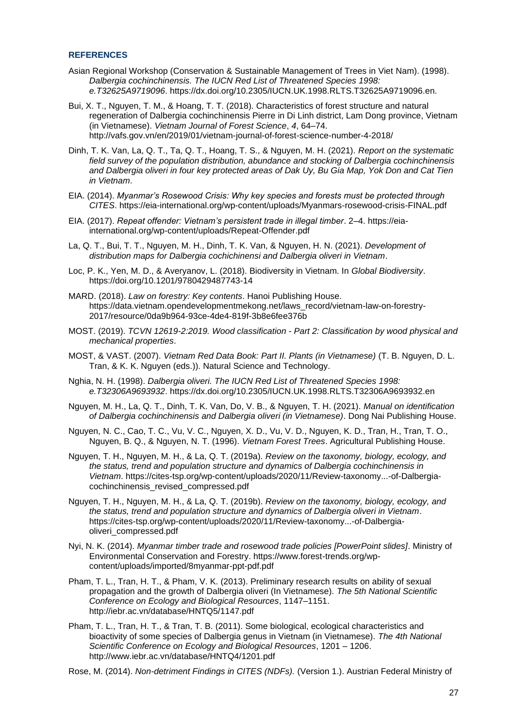## REFERENCES

Asian Regional Workshop (Conservation & Sustainable Management of Trees in Viet Nam). (1998). *Dalbergia cochinchinensis. The IUCN Red List of Threatened Species 1998: e.T32625A9719096*. https://dx.doi.org/10.2305/IUCN.UK.1998.RLTS.T32625A9719096.en.

Bui, X. T., Nguyen, T. M., & Hoang, T. T. (2018). Characteristics of forest structure and natural regeneration of Dalbergia cochinchinensis Pierre in Di Linh district, Lam Dong province, Vietnam (in Vietnamese). *Vietnam Journal of Forest Science*, *4*, 64–74. http://vafs.gov.vn/en/2019/01/vietnam-journal-of-forest-science-number-4-2018/

Dinh, T. K. Van, La, Q. T., Ta, Q. T., Hoang, T. S., & Nguyen, M. H. (2021). *Report on the systematic field survey of the population distribution, abundance and stocking of Dalbergia cochinchinensis and Dalbergia oliveri in four key protected areas of Dak Uy, Bu Gia Map, Yok Don and Cat Tien in Vietnam*.

EIA. (2014). *Myanmar's Rosewood Crisis: Why key species and forests must be protected through CITES*. https://eia-international.org/wp-content/uploads/Myanmars-rosewood-crisis-FINAL.pdf

EIA. (2017). *Repeat offender: Vietnam's persistent trade in illegal timber*. 2–4. https://eia-international.org/wp-content/uploads/Repeat-Offender.pdf

La, Q. T., Bui, T. T., Nguyen, M. H., Dinh, T. K. Van, & Nguyen, H. N. (2021). *Development of distribution maps for Dalbergia cochinchinensi and Dalbergia oliveri in Vietnam*.

Loc, P. K., Yen, M. D., & Averyanov, L. (2018). Biodiversity in Vietnam. In *Global Biodiversity*. https://doi.org/10.1201/9780429487743-14

MARD. (2018). *Law on forestry: Key contents*. Hanoi Publishing House. https://data.vietnam.opendevelopmentmekong.net/laws_record/vietnam-law-on-forestry-2017/resource/0da9b964-93ce-4de4-819f-3b8e6fee376b

MOST. (2019). *TCVN 12619-2:2019. Wood classification - Part 2: Classification by wood physical and mechanical properties*.

MOST, & VAST. (2007). *Vietnam Red Data Book: Part II. Plants (in Vietnamese)* (T. B. Nguyen, D. L. Tran, & K. K. Nguyen (eds.)). Natural Science and Technology.

Nghia, N. H. (1998). *Dalbergia oliveri. The IUCN Red List of Threatened Species 1998: e.T32306A9693932*. https://dx.doi.org/10.2305/IUCN.UK.1998.RLTS.T32306A9693932.en

Nguyen, M. H., La, Q. T., Dinh, T. K. Van, Do, V. B., & Nguyen, T. H. (2021). *Manual on identification of Dalbergia cochinchinensis and Dalbergia oliveri (in Vietnamese)*. Dong Nai Publishing House.

Nguyen, N. C., Cao, T. C., Vu, V. C., Nguyen, X. D., Vu, V. D., Nguyen, K. D., Tran, H., Tran, T. O., Nguyen, B. Q., & Nguyen, N. T. (1996). *Vietnam Forest Trees*. Agricultural Publishing House.

Nguyen, T. H., Nguyen, M. H., & La, Q. T. (2019a). *Review on the taxonomy, biology, ecology, and the status, trend and population structure and dynamics of Dalbergia cochinchinensis in Vietnam*. https://cites-tsp.org/wp-content/uploads/2020/11/Review-taxonomy...-of-Dalbergia-cochinchinensis_revised_compressed.pdf

Nguyen, T. H., Nguyen, M. H., & La, Q. T. (2019b). *Review on the taxonomy, biology, ecology, and the status, trend and population structure and dynamics of Dalbergia oliveri in Vietnam*. https://cites-tsp.org/wp-content/uploads/2020/11/Review-taxonomy...-of-Dalbergia-oliveri_compressed.pdf

Nyi, N. K. (2014). *Myanmar timber trade and rosewood trade policies [PowerPoint slides]*. Ministry of Environmental Conservation and Forestry. https://www.forest-trends.org/wp-content/uploads/imported/8myanmar-ppt-pdf.pdf

Pham, T. L., Tran, H. T., & Pham, V. K. (2013). Preliminary research results on ability of sexual propagation and the growth of Dalbergia oliveri (In Vietnamese). *The 5th National Scientific Conference on Ecology and Biological Resources*, 1147–1151. http://iebr.ac.vn/database/HNTQ5/1147.pdf

Pham, T. L., Tran, H. T., & Tran, T. B. (2011). Some biological, ecological characteristics and bioactivity of some species of Dalbergia genus in Vietnam (in Vietnamese). *The 4th National Scientific Conference on Ecology and Biological Resources*, 1201 – 1206. http://www.iebr.ac.vn/database/HNTQ4/1201.pdf

Rose, M. (2014). *Non-detriment Findings in CITES (NDFs).* (Version 1.). Austrian Federal Ministry of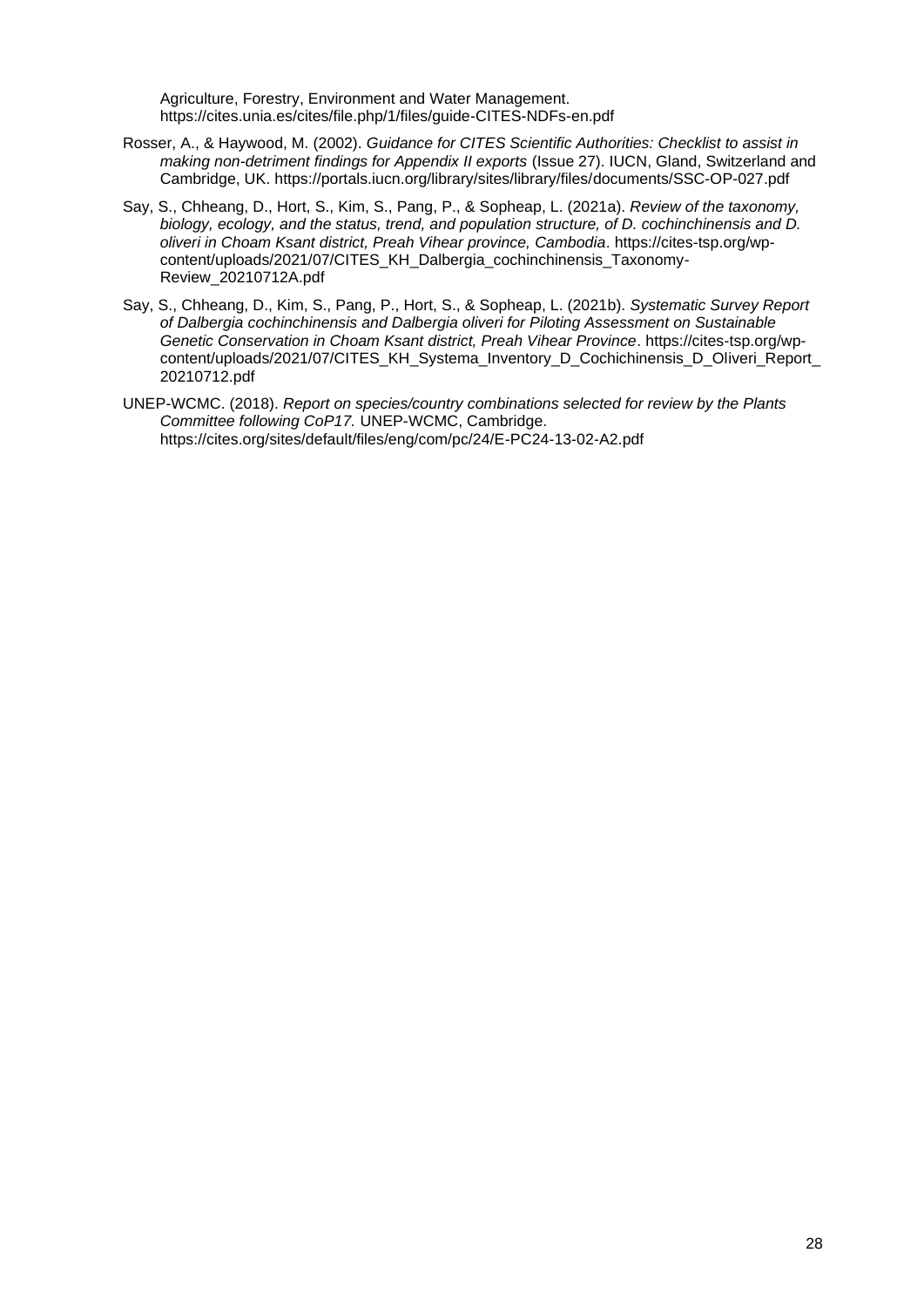Agriculture, Forestry, Environment and Water Management. https://cites.unia.es/cites/file.php/1/files/guide-CITES-NDFs-en.pdf

Rosser, A., & Haywood, M. (2002). *Guidance for CITES Scientific Authorities: Checklist to assist in making non-detriment findings for Appendix II exports* (Issue 27). IUCN, Gland, Switzerland and Cambridge, UK. https://portals.iucn.org/library/sites/library/files/documents/SSC-OP-027.pdf

Say, S., Chheang, D., Hort, S., Kim, S., Pang, P., & Sopheap, L. (2021a). *Review of the taxonomy, biology, ecology, and the status, trend, and population structure, of D. cochinchinensis and D. oliveri in Choam Ksant district, Preah Vihear province, Cambodia*. https://cites-tsp.org/wp-content/uploads/2021/07/CITES_KH_Dalbergia_cochinchinensis_Taxonomy-Review_20210712A.pdf

Say, S., Chheang, D., Kim, S., Pang, P., Hort, S., & Sopheap, L. (2021b). *Systematic Survey Report of Dalbergia cochinchinensis and Dalbergia oliveri for Piloting Assessment on Sustainable Genetic Conservation in Choam Ksant district, Preah Vihear Province*. https://cites-tsp.org/wp-content/uploads/2021/07/CITES_KH_Systema_Inventory_D_Cochichinensis_D_Oliveri_Report_20210712.pdf

UNEP-WCMC. (2018). *Report on species/country combinations selected for review by the Plants Committee following CoP17.* UNEP-WCMC, Cambridge. https://cites.org/sites/default/files/eng/com/pc/24/E-PC24-13-02-A2.pdf